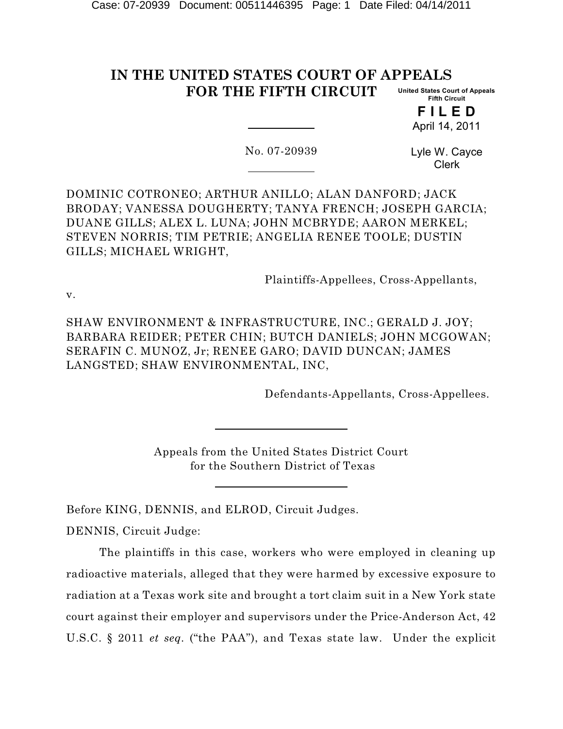# IN THE UNITED STATES COURT OF APPEALS FOR THE FIFTH CIRCUIT

United States Court of Appeals
Fifth Circuit

**F I L E D**
April 14, 2011

Lyle W. Cayce
Clerk

No. 07-20939

DOMINIC COTRONEO; ARTHUR ANILLO; ALAN DANFORD; JACK BRODAY; VANESSA DOUGHERTY; TANYA FRENCH; JOSEPH GARCIA; DUANE GILLS; ALEX L. LUNA; JOHN MCBRYDE; AARON MERKEL; STEVEN NORRIS; TIM PETRIE; ANGELIA RENEE TOOLE; DUSTIN GILLS; MICHAEL WRIGHT,

Plaintiffs-Appellees, Cross-Appellants,

v.

SHAW ENVIRONMENT & INFRASTRUCTURE, INC.; GERALD J. JOY; BARBARA REIDER; PETER CHIN; BUTCH DANIELS; JOHN MCGOWAN; SERAFIN C. MUNOZ, Jr; RENEE GARO; DAVID DUNCAN; JAMES LANGSTED; SHAW ENVIRONMENTAL, INC,

Defendants-Appellants, Cross-Appellees.

Appeals from the United States District Court
for the Southern District of Texas

Before KING, DENNIS, and ELROD, Circuit Judges.

DENNIS, Circuit Judge:

The plaintiffs in this case, workers who were employed in cleaning up radioactive materials, alleged that they were harmed by excessive exposure to radiation at a Texas work site and brought a tort claim suit in a New York state court against their employer and supervisors under the Price-Anderson Act, 42 U.S.C. § 2011 *et seq.* ("the PAA"), and Texas state law. Under the explicit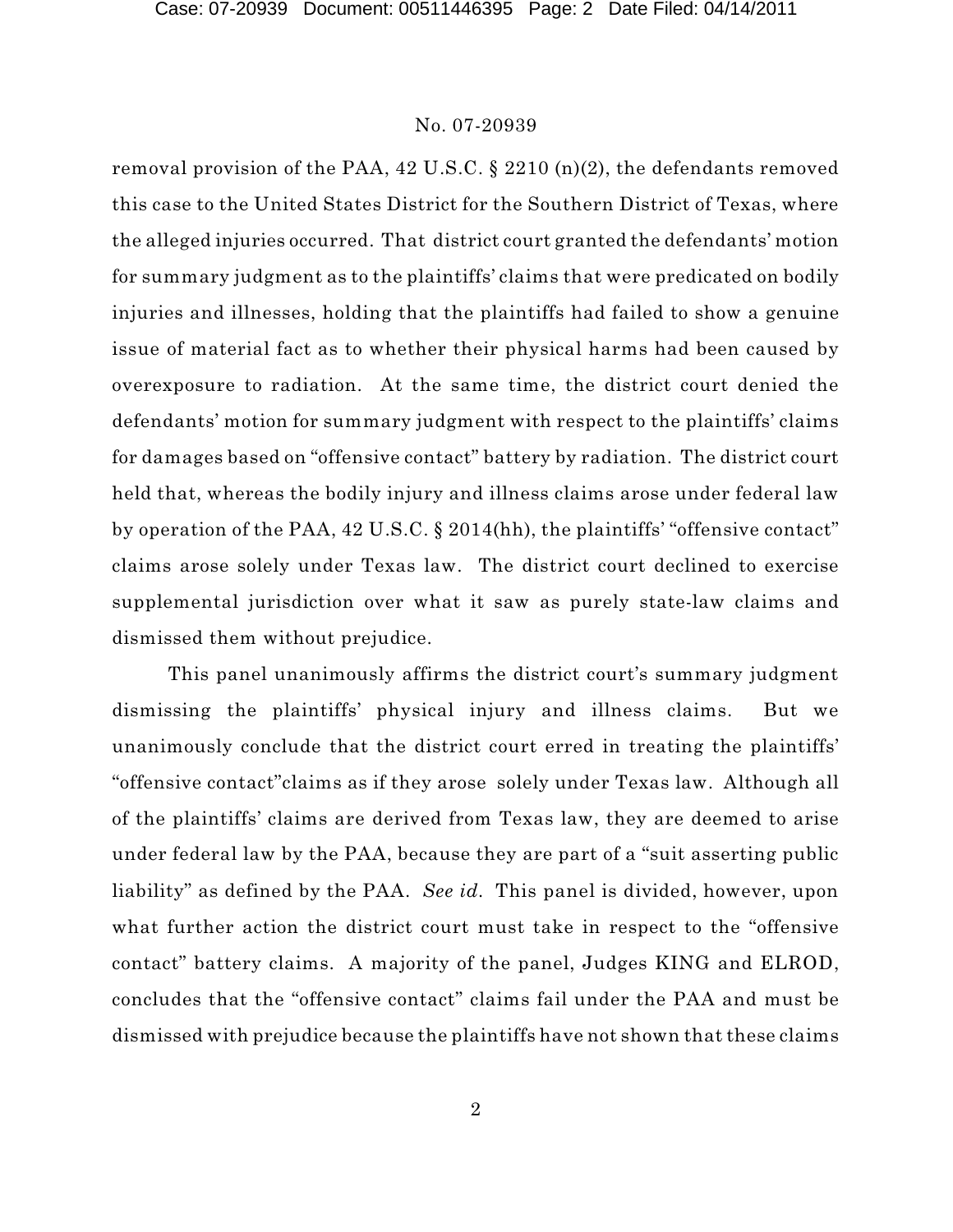removal provision of the PAA, 42 U.S.C. § 2210 (n)(2), the defendants removed this case to the United States District for the Southern District of Texas, where the alleged injuries occurred. That district court granted the defendants' motion for summary judgment as to the plaintiffs' claims that were predicated on bodily injuries and illnesses, holding that the plaintiffs had failed to show a genuine issue of material fact as to whether their physical harms had been caused by overexposure to radiation. At the same time, the district court denied the defendants' motion for summary judgment with respect to the plaintiffs' claims for damages based on "offensive contact" battery by radiation. The district court held that, whereas the bodily injury and illness claims arose under federal law by operation of the PAA, 42 U.S.C. § 2014(hh), the plaintiffs' "offensive contact" claims arose solely under Texas law. The district court declined to exercise supplemental jurisdiction over what it saw as purely state-law claims and dismissed them without prejudice.

This panel unanimously affirms the district court's summary judgment dismissing the plaintiffs' physical injury and illness claims. But we unanimously conclude that the district court erred in treating the plaintiffs' "offensive contact"claims as if they arose solely under Texas law. Although all of the plaintiffs' claims are derived from Texas law, they are deemed to arise under federal law by the PAA, because they are part of a "suit asserting public liability" as defined by the PAA. *See id.* This panel is divided, however, upon what further action the district court must take in respect to the "offensive contact" battery claims. A majority of the panel, Judges KING and ELROD, concludes that the "offensive contact" claims fail under the PAA and must be dismissed with prejudice because the plaintiffs have not shown that these claims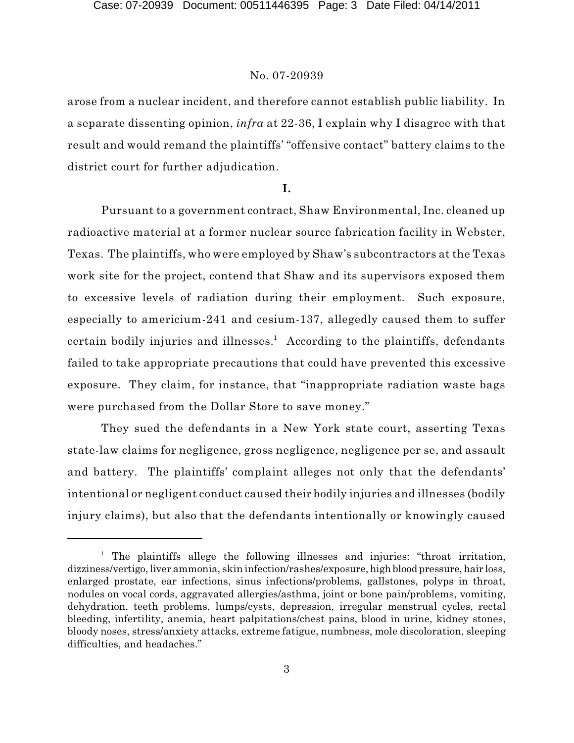arose from a nuclear incident, and therefore cannot establish public liability. In a separate dissenting opinion, *infra* at 22-36, I explain why I disagree with that result and would remand the plaintiffs' "offensive contact" battery claims to the district court for further adjudication.

**I.**

Pursuant to a government contract, Shaw Environmental, Inc. cleaned up radioactive material at a former nuclear source fabrication facility in Webster, Texas. The plaintiffs, who were employed by Shaw's subcontractors at the Texas work site for the project, contend that Shaw and its supervisors exposed them to excessive levels of radiation during their employment. Such exposure, especially to americium-241 and cesium-137, allegedly caused them to suffer certain bodily injuries and illnesses.[1] According to the plaintiffs, defendants failed to take appropriate precautions that could have prevented this excessive exposure. They claim, for instance, that "inappropriate radiation waste bags were purchased from the Dollar Store to save money."

They sued the defendants in a New York state court, asserting Texas state-law claims for negligence, gross negligence, negligence per se, and assault and battery. The plaintiffs' complaint alleges not only that the defendants' intentional or negligent conduct caused their bodily injuries and illnesses (bodily injury claims), but also that the defendants intentionally or knowingly caused

---

[1] The plaintiffs allege the following illnesses and injuries: "throat irritation, dizziness/vertigo, liver ammonia, skin infection/rashes/exposure, high blood pressure, hair loss, enlarged prostate, ear infections, sinus infections/problems, gallstones, polyps in throat, nodules on vocal cords, aggravated allergies/asthma, joint or bone pain/problems, vomiting, dehydration, teeth problems, lumps/cysts, depression, irregular menstrual cycles, rectal bleeding, infertility, anemia, heart palpitations/chest pains, blood in urine, kidney stones, bloody noses, stress/anxiety attacks, extreme fatigue, numbness, mole discoloration, sleeping difficulties, and headaches."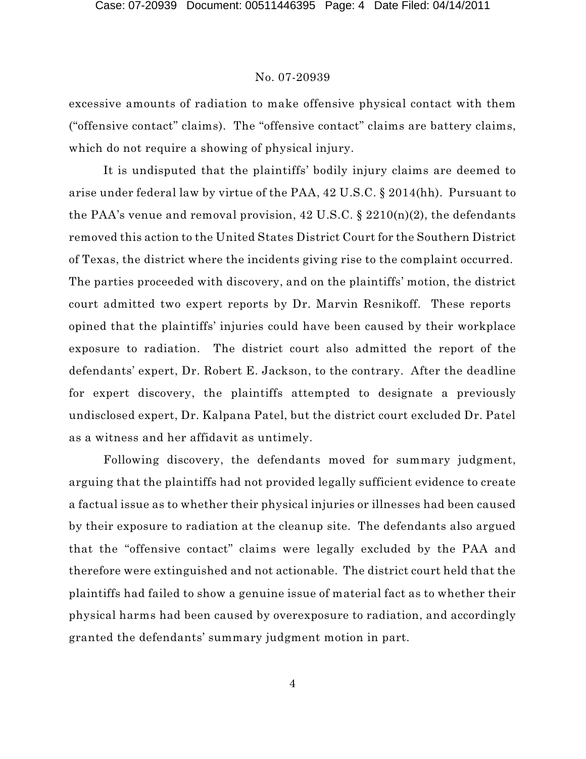excessive amounts of radiation to make offensive physical contact with them ("offensive contact" claims). The "offensive contact" claims are battery claims, which do not require a showing of physical injury.

It is undisputed that the plaintiffs' bodily injury claims are deemed to arise under federal law by virtue of the PAA, 42 U.S.C. § 2014(hh). Pursuant to the PAA's venue and removal provision, 42 U.S.C. § 2210(n)(2), the defendants removed this action to the United States District Court for the Southern District of Texas, the district where the incidents giving rise to the complaint occurred. The parties proceeded with discovery, and on the plaintiffs' motion, the district court admitted two expert reports by Dr. Marvin Resnikoff. These reports opined that the plaintiffs' injuries could have been caused by their workplace exposure to radiation. The district court also admitted the report of the defendants' expert, Dr. Robert E. Jackson, to the contrary. After the deadline for expert discovery, the plaintiffs attempted to designate a previously undisclosed expert, Dr. Kalpana Patel, but the district court excluded Dr. Patel as a witness and her affidavit as untimely.

Following discovery, the defendants moved for summary judgment, arguing that the plaintiffs had not provided legally sufficient evidence to create a factual issue as to whether their physical injuries or illnesses had been caused by their exposure to radiation at the cleanup site. The defendants also argued that the "offensive contact" claims were legally excluded by the PAA and therefore were extinguished and not actionable. The district court held that the plaintiffs had failed to show a genuine issue of material fact as to whether their physical harms had been caused by overexposure to radiation, and accordingly granted the defendants' summary judgment motion in part.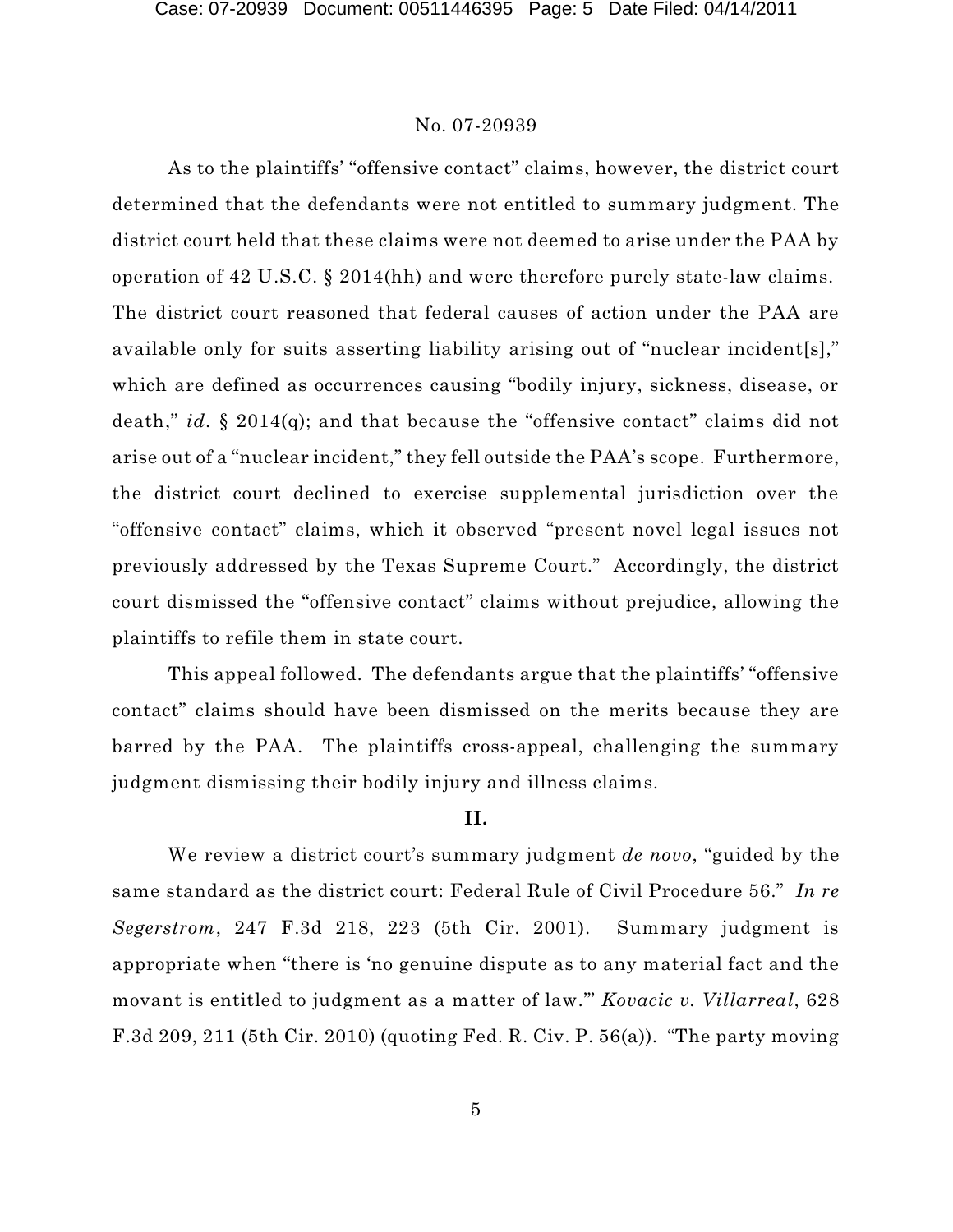As to the plaintiffs' "offensive contact" claims, however, the district court determined that the defendants were not entitled to summary judgment. The district court held that these claims were not deemed to arise under the PAA by operation of 42 U.S.C. § 2014(hh) and were therefore purely state-law claims. The district court reasoned that federal causes of action under the PAA are available only for suits asserting liability arising out of "nuclear incident[s]," which are defined as occurrences causing "bodily injury, sickness, disease, or death," *id*. § 2014(q); and that because the "offensive contact" claims did not arise out of a "nuclear incident," they fell outside the PAA's scope. Furthermore, the district court declined to exercise supplemental jurisdiction over the "offensive contact" claims, which it observed "present novel legal issues not previously addressed by the Texas Supreme Court." Accordingly, the district court dismissed the "offensive contact" claims without prejudice, allowing the plaintiffs to refile them in state court.

This appeal followed. The defendants argue that the plaintiffs' "offensive contact" claims should have been dismissed on the merits because they are barred by the PAA. The plaintiffs cross-appeal, challenging the summary judgment dismissing their bodily injury and illness claims.

## II.

We review a district court's summary judgment *de novo*, "guided by the same standard as the district court: Federal Rule of Civil Procedure 56." *In re Segerstrom*, 247 F.3d 218, 223 (5th Cir. 2001). Summary judgment is appropriate when "there is 'no genuine dispute as to any material fact and the movant is entitled to judgment as a matter of law.'" *Kovacic v. Villarreal*, 628 F.3d 209, 211 (5th Cir. 2010) (quoting Fed. R. Civ. P. 56(a)). "The party moving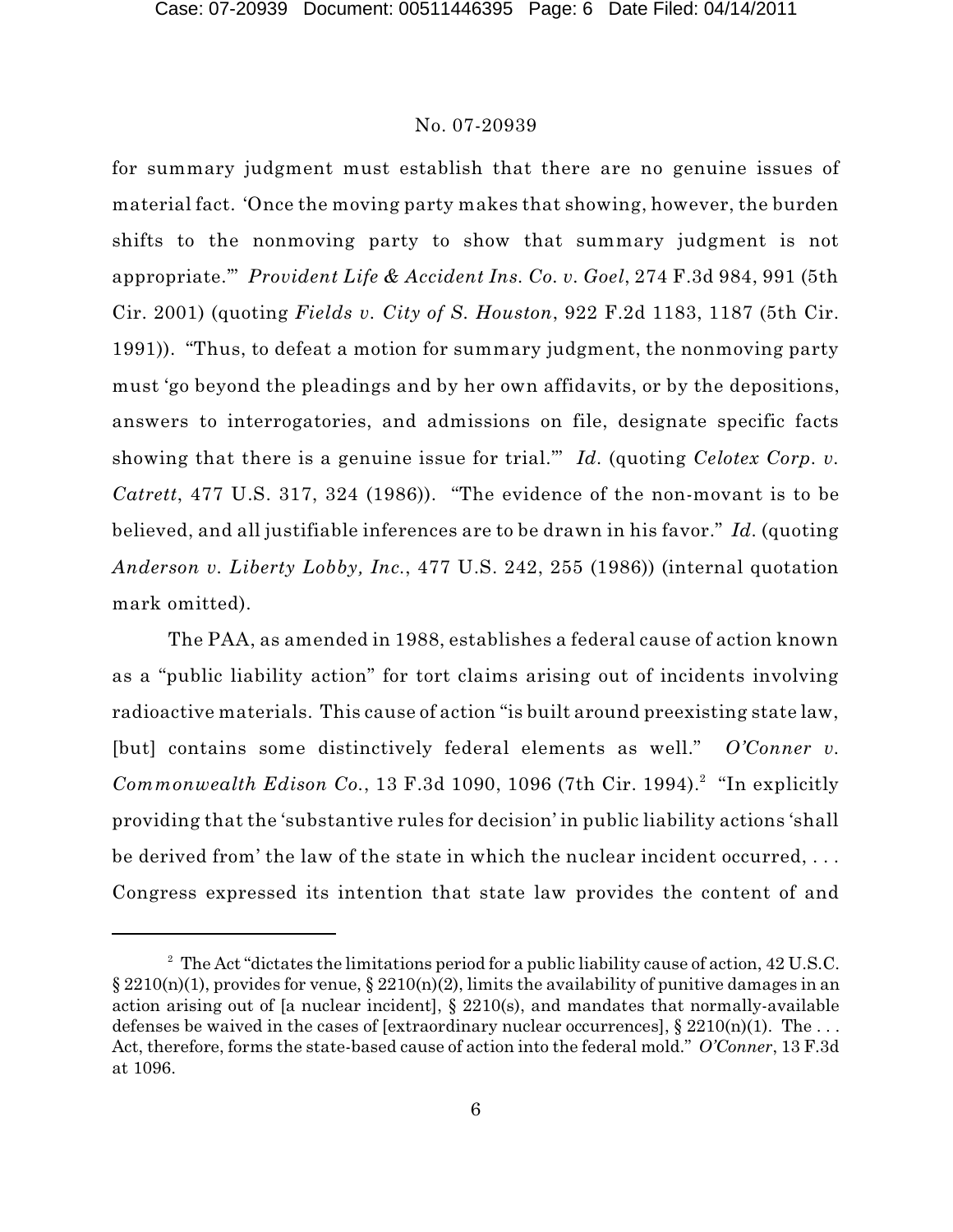for summary judgment must establish that there are no genuine issues of material fact. 'Once the moving party makes that showing, however, the burden shifts to the nonmoving party to show that summary judgment is not appropriate.'" *Provident Life & Accident Ins. Co. v. Goel*, 274 F.3d 984, 991 (5th Cir. 2001) (quoting *Fields v. City of S. Houston*, 922 F.2d 1183, 1187 (5th Cir. 1991)). "Thus, to defeat a motion for summary judgment, the nonmoving party must 'go beyond the pleadings and by her own affidavits, or by the depositions, answers to interrogatories, and admissions on file, designate specific facts showing that there is a genuine issue for trial.'" *Id.* (quoting *Celotex Corp. v. Catrett*, 477 U.S. 317, 324 (1986)). "The evidence of the non-movant is to be believed, and all justifiable inferences are to be drawn in his favor." *Id.* (quoting *Anderson v. Liberty Lobby, Inc.*, 477 U.S. 242, 255 (1986)) (internal quotation mark omitted).

The PAA, as amended in 1988, establishes a federal cause of action known as a "public liability action" for tort claims arising out of incidents involving radioactive materials. This cause of action "is built around preexisting state law, [but] contains some distinctively federal elements as well." *O'Conner v. Commonwealth Edison Co.*, 13 F.3d 1090, 1096 (7th Cir. 1994).[2] "In explicitly providing that the 'substantive rules for decision' in public liability actions 'shall be derived from' the law of the state in which the nuclear incident occurred, . . . Congress expressed its intention that state law provides the content of and

---

[2] The Act "dictates the limitations period for a public liability cause of action, 42 U.S.C. § 2210(n)(1), provides for venue, § 2210(n)(2), limits the availability of punitive damages in an action arising out of [a nuclear incident], § 2210(s), and mandates that normally-available defenses be waived in the cases of [extraordinary nuclear occurrences], § 2210(n)(1). The . . . Act, therefore, forms the state-based cause of action into the federal mold." *O'Conner*, 13 F.3d at 1096.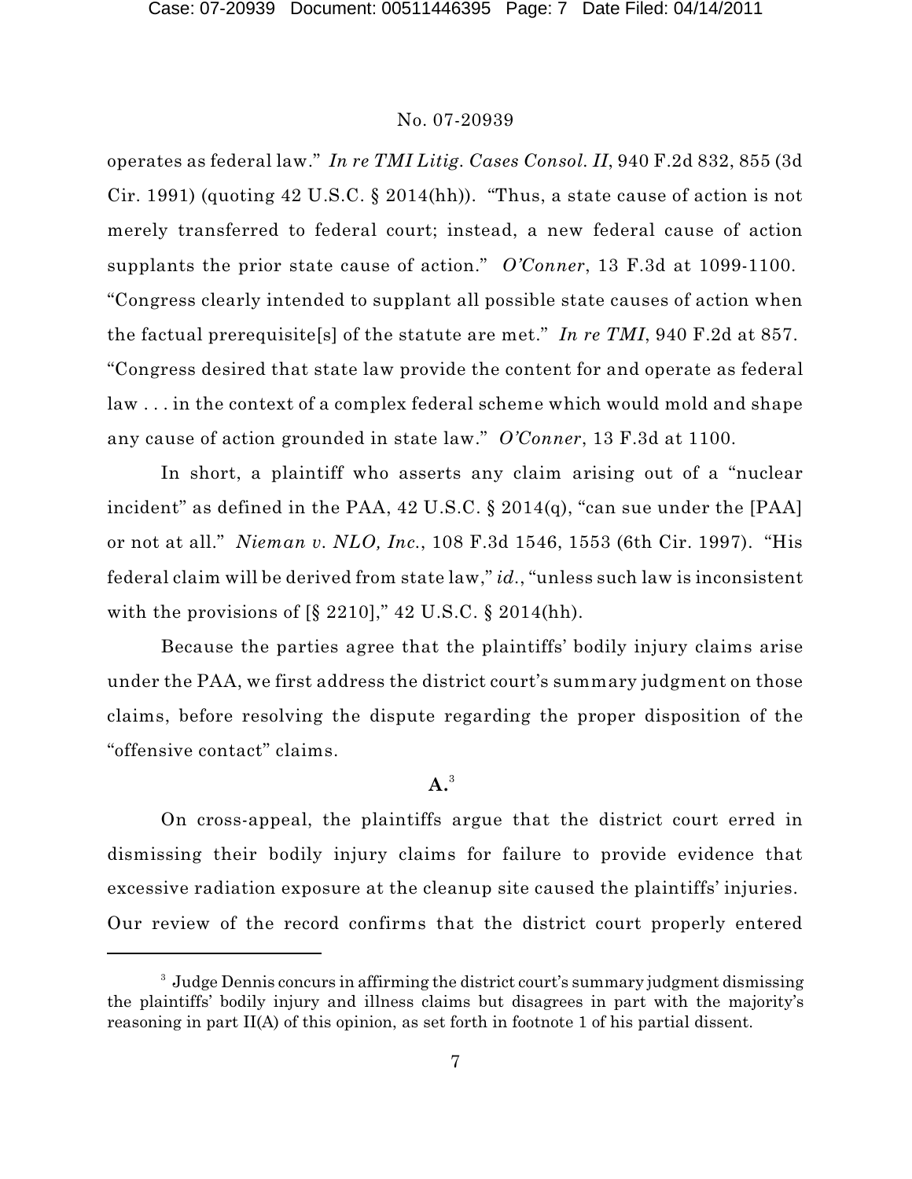operates as federal law." *In re TMI Litig. Cases Consol. II*, 940 F.2d 832, 855 (3d Cir. 1991) (quoting 42 U.S.C. § 2014(hh)). "Thus, a state cause of action is not merely transferred to federal court; instead, a new federal cause of action supplants the prior state cause of action." *O'Conner*, 13 F.3d at 1099-1100. "Congress clearly intended to supplant all possible state causes of action when the factual prerequisite[s] of the statute are met." *In re TMI*, 940 F.2d at 857. "Congress desired that state law provide the content for and operate as federal law . . . in the context of a complex federal scheme which would mold and shape any cause of action grounded in state law." *O'Conner*, 13 F.3d at 1100.

In short, a plaintiff who asserts any claim arising out of a "nuclear incident" as defined in the PAA, 42 U.S.C. § 2014(q), "can sue under the [PAA] or not at all." *Nieman v. NLO, Inc.*, 108 F.3d 1546, 1553 (6th Cir. 1997). "His federal claim will be derived from state law," *id.*, "unless such law is inconsistent with the provisions of [§ 2210]," 42 U.S.C. § 2014(hh).

Because the parties agree that the plaintiffs' bodily injury claims arise under the PAA, we first address the district court's summary judgment on those claims, before resolving the dispute regarding the proper disposition of the "offensive contact" claims.

### A.[3]

On cross-appeal, the plaintiffs argue that the district court erred in dismissing their bodily injury claims for failure to provide evidence that excessive radiation exposure at the cleanup site caused the plaintiffs' injuries. Our review of the record confirms that the district court properly entered

[3] Judge Dennis concurs in affirming the district court's summary judgment dismissing the plaintiffs' bodily injury and illness claims but disagrees in part with the majority's reasoning in part II(A) of this opinion, as set forth in footnote 1 of his partial dissent.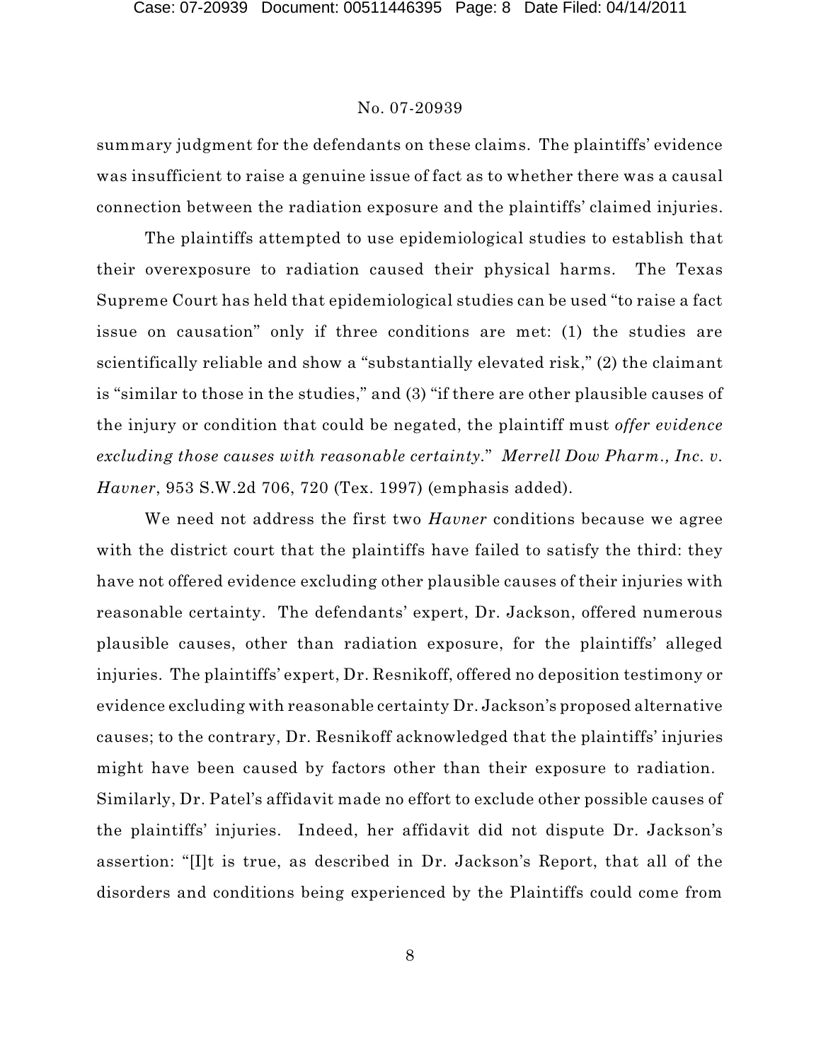summary judgment for the defendants on these claims. The plaintiffs' evidence was insufficient to raise a genuine issue of fact as to whether there was a causal connection between the radiation exposure and the plaintiffs' claimed injuries.

The plaintiffs attempted to use epidemiological studies to establish that their overexposure to radiation caused their physical harms. The Texas Supreme Court has held that epidemiological studies can be used "to raise a fact issue on causation" only if three conditions are met: (1) the studies are scientifically reliable and show a "substantially elevated risk," (2) the claimant is "similar to those in the studies," and (3) "if there are other plausible causes of the injury or condition that could be negated, the plaintiff must *offer evidence excluding those causes with reasonable certainty*." *Merrell Dow Pharm., Inc. v. Havner*, 953 S.W.2d 706, 720 (Tex. 1997) (emphasis added).

We need not address the first two *Havner* conditions because we agree with the district court that the plaintiffs have failed to satisfy the third: they have not offered evidence excluding other plausible causes of their injuries with reasonable certainty. The defendants' expert, Dr. Jackson, offered numerous plausible causes, other than radiation exposure, for the plaintiffs' alleged injuries. The plaintiffs' expert, Dr. Resnikoff, offered no deposition testimony or evidence excluding with reasonable certainty Dr. Jackson's proposed alternative causes; to the contrary, Dr. Resnikoff acknowledged that the plaintiffs' injuries might have been caused by factors other than their exposure to radiation. Similarly, Dr. Patel's affidavit made no effort to exclude other possible causes of the plaintiffs' injuries. Indeed, her affidavit did not dispute Dr. Jackson's assertion: "[I]t is true, as described in Dr. Jackson's Report, that all of the disorders and conditions being experienced by the Plaintiffs could come from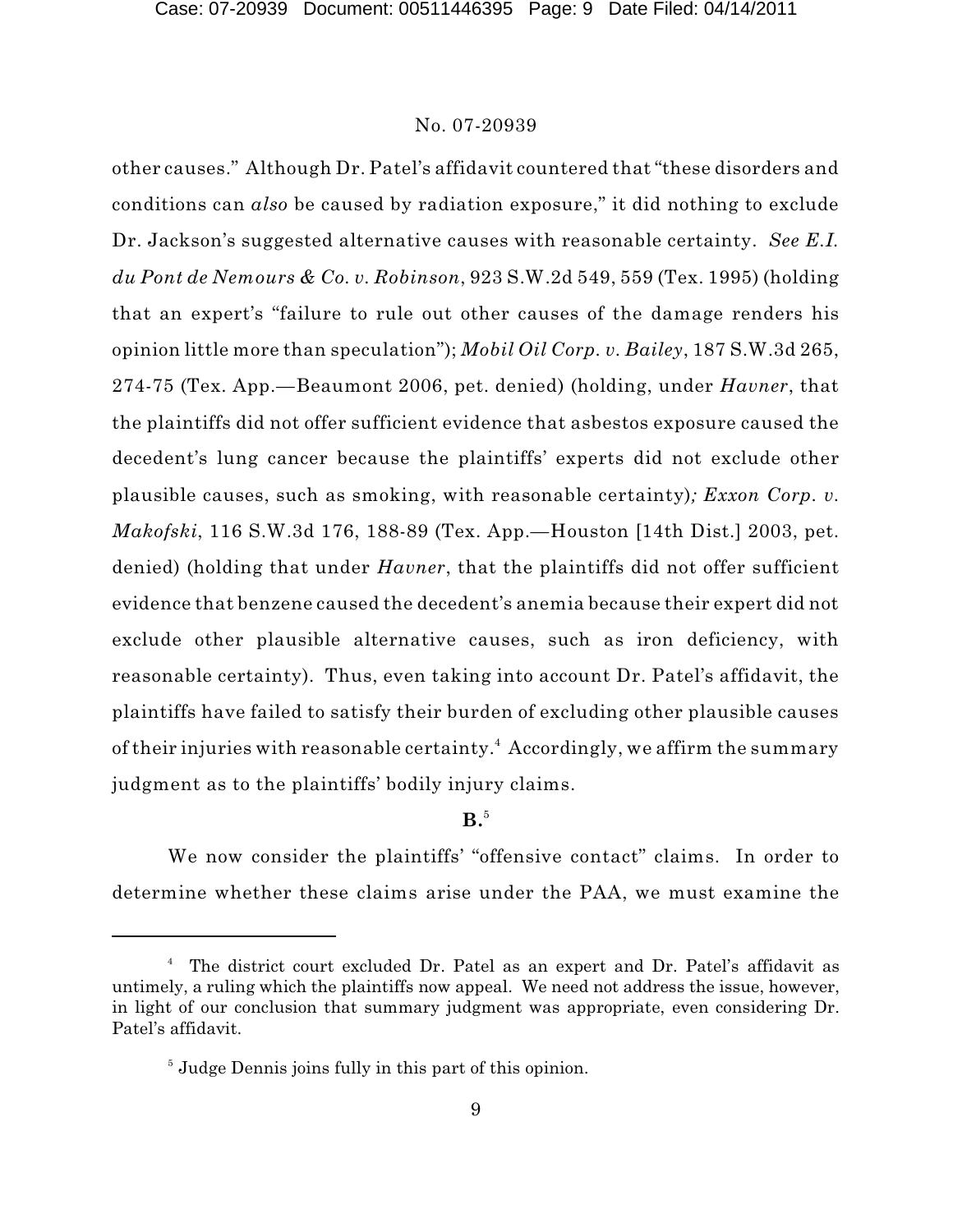other causes." Although Dr. Patel's affidavit countered that "these disorders and conditions can *also* be caused by radiation exposure," it did nothing to exclude Dr. Jackson's suggested alternative causes with reasonable certainty. *See E.I. du Pont de Nemours & Co. v. Robinson*, 923 S.W.2d 549, 559 (Tex. 1995) (holding that an expert's "failure to rule out other causes of the damage renders his opinion little more than speculation"); *Mobil Oil Corp. v. Bailey*, 187 S.W.3d 265, 274-75 (Tex. App.—Beaumont 2006, pet. denied) (holding, under *Havner*, that the plaintiffs did not offer sufficient evidence that asbestos exposure caused the decedent's lung cancer because the plaintiffs' experts did not exclude other plausible causes, such as smoking, with reasonable certainty); *Exxon Corp. v. Makofski*, 116 S.W.3d 176, 188-89 (Tex. App.—Houston [14th Dist.] 2003, pet. denied) (holding that under *Havner*, that the plaintiffs did not offer sufficient evidence that benzene caused the decedent's anemia because their expert did not exclude other plausible alternative causes, such as iron deficiency, with reasonable certainty). Thus, even taking into account Dr. Patel's affidavit, the plaintiffs have failed to satisfy their burden of excluding other plausible causes of their injuries with reasonable certainty.[4] Accordingly, we affirm the summary judgment as to the plaintiffs' bodily injury claims.

**B.**[5]

We now consider the plaintiffs' "offensive contact" claims. In order to determine whether these claims arise under the PAA, we must examine the

---

[4] The district court excluded Dr. Patel as an expert and Dr. Patel's affidavit as untimely, a ruling which the plaintiffs now appeal. We need not address the issue, however, in light of our conclusion that summary judgment was appropriate, even considering Dr. Patel's affidavit.

[5] Judge Dennis joins fully in this part of this opinion.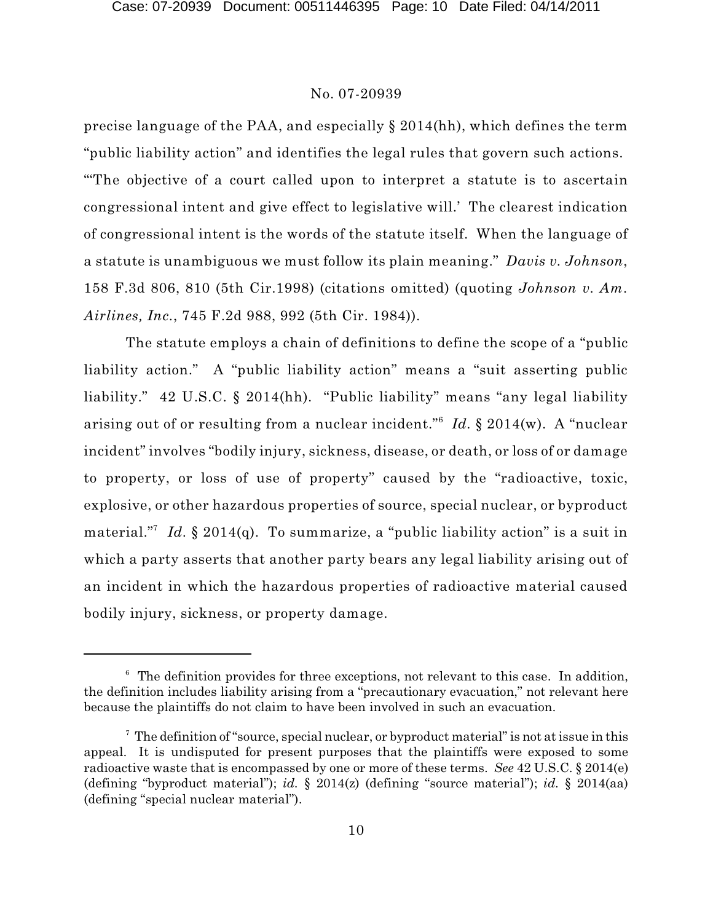precise language of the PAA, and especially § 2014(hh), which defines the term "public liability action" and identifies the legal rules that govern such actions. "'The objective of a court called upon to interpret a statute is to ascertain congressional intent and give effect to legislative will.' The clearest indication of congressional intent is the words of the statute itself. When the language of a statute is unambiguous we must follow its plain meaning." *Davis v. Johnson*, 158 F.3d 806, 810 (5th Cir.1998) (citations omitted) (quoting *Johnson v. Am. Airlines, Inc.*, 745 F.2d 988, 992 (5th Cir. 1984)).

The statute employs a chain of definitions to define the scope of a "public liability action." A "public liability action" means a "suit asserting public liability." 42 U.S.C. § 2014(hh). "Public liability" means "any legal liability arising out of or resulting from a nuclear incident."[6] *Id*. § 2014(w). A "nuclear incident" involves "bodily injury, sickness, disease, or death, or loss of or damage to property, or loss of use of property" caused by the "radioactive, toxic, explosive, or other hazardous properties of source, special nuclear, or byproduct material."[7] *Id*. § 2014(q). To summarize, a "public liability action" is a suit in which a party asserts that another party bears any legal liability arising out of an incident in which the hazardous properties of radioactive material caused bodily injury, sickness, or property damage.

---

[6] The definition provides for three exceptions, not relevant to this case. In addition, the definition includes liability arising from a "precautionary evacuation," not relevant here because the plaintiffs do not claim to have been involved in such an evacuation.

[7] The definition of "source, special nuclear, or byproduct material" is not at issue in this appeal. It is undisputed for present purposes that the plaintiffs were exposed to some radioactive waste that is encompassed by one or more of these terms. *See* 42 U.S.C. § 2014(e) (defining "byproduct material"); *id.* § 2014(z) (defining "source material"); *id.* § 2014(aa) (defining "special nuclear material").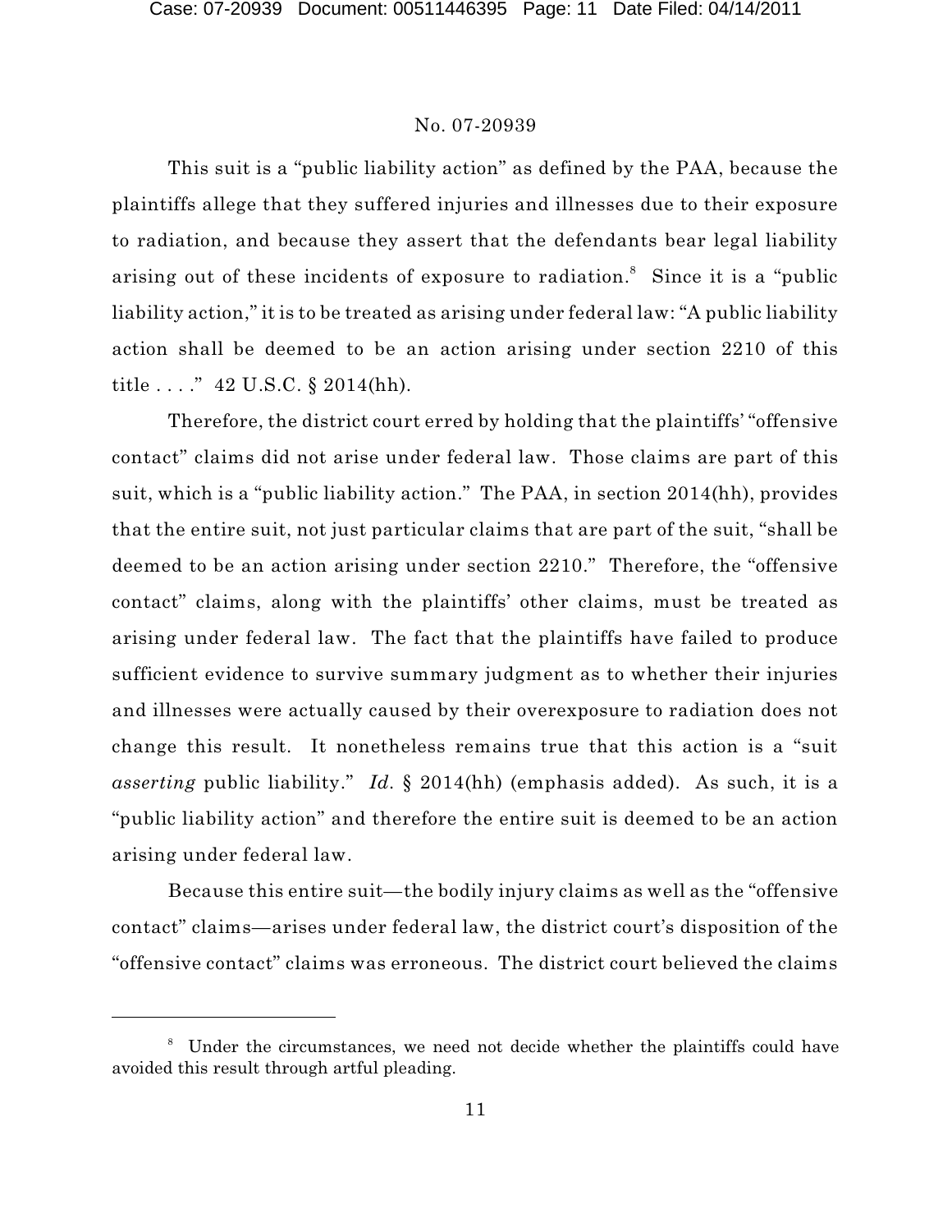This suit is a "public liability action" as defined by the PAA, because the plaintiffs allege that they suffered injuries and illnesses due to their exposure to radiation, and because they assert that the defendants bear legal liability arising out of these incidents of exposure to radiation.[8] Since it is a "public liability action," it is to be treated as arising under federal law: "A public liability action shall be deemed to be an action arising under section 2210 of this title . . . ." 42 U.S.C. § 2014(hh).

Therefore, the district court erred by holding that the plaintiffs' "offensive contact" claims did not arise under federal law. Those claims are part of this suit, which is a "public liability action." The PAA, in section 2014(hh), provides that the entire suit, not just particular claims that are part of the suit, "shall be deemed to be an action arising under section 2210." Therefore, the "offensive contact" claims, along with the plaintiffs' other claims, must be treated as arising under federal law. The fact that the plaintiffs have failed to produce sufficient evidence to survive summary judgment as to whether their injuries and illnesses were actually caused by their overexposure to radiation does not change this result. It nonetheless remains true that this action is a "suit *asserting* public liability." *Id.* § 2014(hh) (emphasis added). As such, it is a "public liability action" and therefore the entire suit is deemed to be an action arising under federal law.

Because this entire suit—the bodily injury claims as well as the "offensive contact" claims—arises under federal law, the district court's disposition of the "offensive contact" claims was erroneous. The district court believed the claims

---

[8] Under the circumstances, we need not decide whether the plaintiffs could have avoided this result through artful pleading.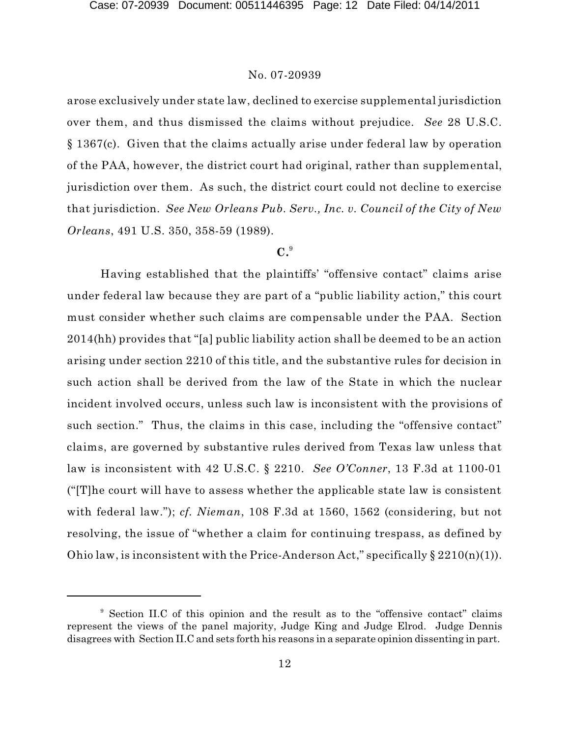arose exclusively under state law, declined to exercise supplemental jurisdiction over them, and thus dismissed the claims without prejudice. *See* 28 U.S.C. § 1367(c). Given that the claims actually arise under federal law by operation of the PAA, however, the district court had original, rather than supplemental, jurisdiction over them. As such, the district court could not decline to exercise that jurisdiction. *See New Orleans Pub. Serv., Inc. v. Council of the City of New Orleans*, 491 U.S. 350, 358-59 (1989).

**C.**[9]

Having established that the plaintiffs' "offensive contact" claims arise under federal law because they are part of a "public liability action," this court must consider whether such claims are compensable under the PAA. Section 2014(hh) provides that "[a] public liability action shall be deemed to be an action arising under section 2210 of this title, and the substantive rules for decision in such action shall be derived from the law of the State in which the nuclear incident involved occurs, unless such law is inconsistent with the provisions of such section." Thus, the claims in this case, including the "offensive contact" claims, are governed by substantive rules derived from Texas law unless that law is inconsistent with 42 U.S.C. § 2210. *See O'Conner*, 13 F.3d at 1100-01 ("[T]he court will have to assess whether the applicable state law is consistent with federal law."); *cf. Nieman*, 108 F.3d at 1560, 1562 (considering, but not resolving, the issue of "whether a claim for continuing trespass, as defined by Ohio law, is inconsistent with the Price-Anderson Act," specifically § 2210(n)(1)).

---

[9] Section II.C of this opinion and the result as to the "offensive contact" claims represent the views of the panel majority, Judge King and Judge Elrod. Judge Dennis disagrees with Section II.C and sets forth his reasons in a separate opinion dissenting in part.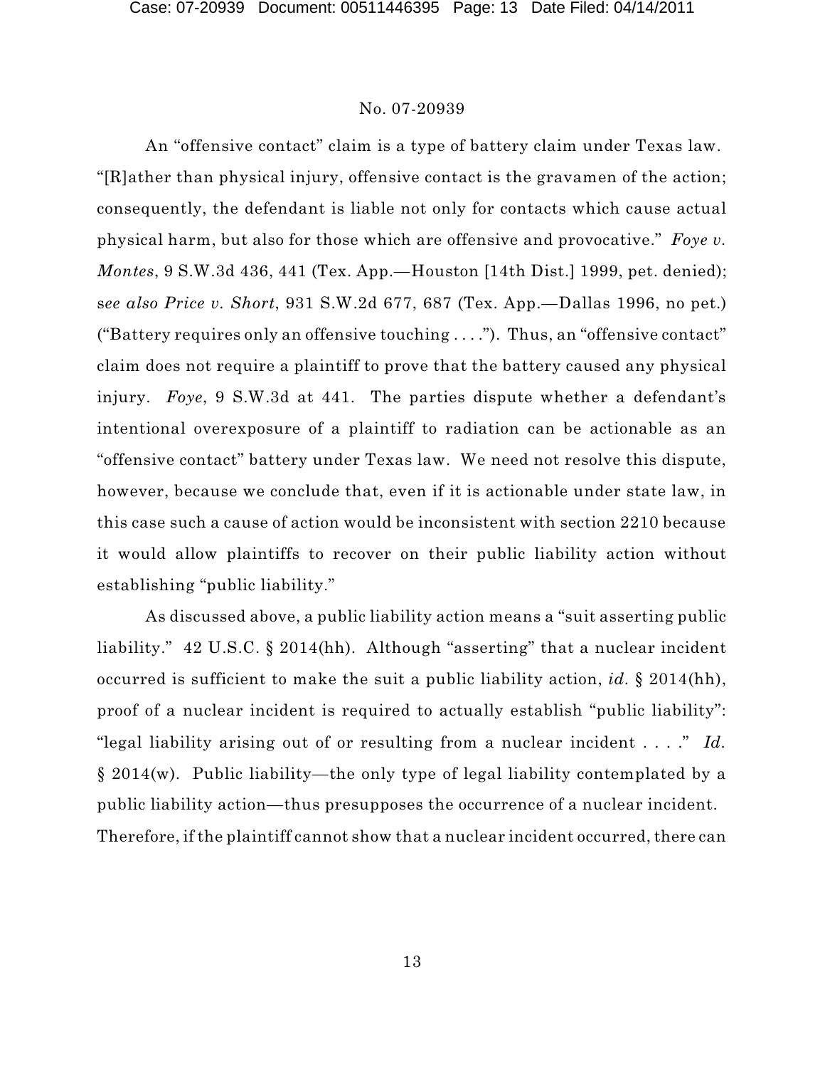An "offensive contact" claim is a type of battery claim under Texas law. "[R]ather than physical injury, offensive contact is the gravamen of the action; consequently, the defendant is liable not only for contacts which cause actual physical harm, but also for those which are offensive and provocative." *Foye v. Montes*, 9 S.W.3d 436, 441 (Tex. App.—Houston [14th Dist.] 1999, pet. denied); *see also Price v. Short*, 931 S.W.2d 677, 687 (Tex. App.—Dallas 1996, no pet.) ("Battery requires only an offensive touching . . . ."). Thus, an "offensive contact" claim does not require a plaintiff to prove that the battery caused any physical injury. *Foye*, 9 S.W.3d at 441. The parties dispute whether a defendant's intentional overexposure of a plaintiff to radiation can be actionable as an "offensive contact" battery under Texas law. We need not resolve this dispute, however, because we conclude that, even if it is actionable under state law, in this case such a cause of action would be inconsistent with section 2210 because it would allow plaintiffs to recover on their public liability action without establishing "public liability."

As discussed above, a public liability action means a "suit asserting public liability." 42 U.S.C. § 2014(hh). Although "asserting" that a nuclear incident occurred is sufficient to make the suit a public liability action, *id.* § 2014(hh), proof of a nuclear incident is required to actually establish "public liability": "legal liability arising out of or resulting from a nuclear incident . . . ." *Id.* § 2014(w). Public liability—the only type of legal liability contemplated by a public liability action—thus presupposes the occurrence of a nuclear incident. Therefore, if the plaintiff cannot show that a nuclear incident occurred, there can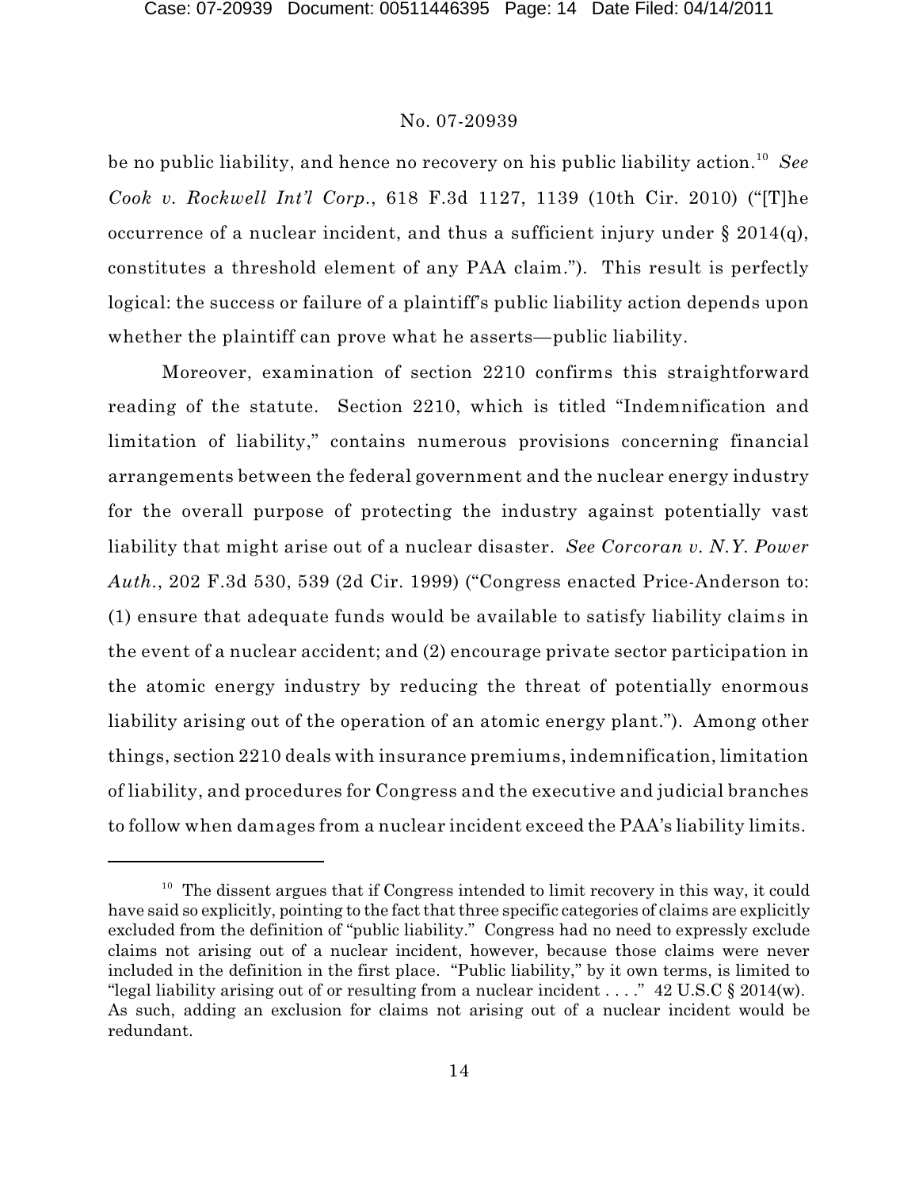be no public liability, and hence no recovery on his public liability action.[10] *See Cook v. Rockwell Int'l Corp.*, 618 F.3d 1127, 1139 (10th Cir. 2010) ("[T]he occurrence of a nuclear incident, and thus a sufficient injury under § 2014(q), constitutes a threshold element of any PAA claim."). This result is perfectly logical: the success or failure of a plaintiff's public liability action depends upon whether the plaintiff can prove what he asserts—public liability.

Moreover, examination of section 2210 confirms this straightforward reading of the statute. Section 2210, which is titled "Indemnification and limitation of liability," contains numerous provisions concerning financial arrangements between the federal government and the nuclear energy industry for the overall purpose of protecting the industry against potentially vast liability that might arise out of a nuclear disaster. *See Corcoran v. N.Y. Power Auth.*, 202 F.3d 530, 539 (2d Cir. 1999) ("Congress enacted Price-Anderson to: (1) ensure that adequate funds would be available to satisfy liability claims in the event of a nuclear accident; and (2) encourage private sector participation in the atomic energy industry by reducing the threat of potentially enormous liability arising out of the operation of an atomic energy plant."). Among other things, section 2210 deals with insurance premiums, indemnification, limitation of liability, and procedures for Congress and the executive and judicial branches to follow when damages from a nuclear incident exceed the PAA's liability limits.

---

[10] The dissent argues that if Congress intended to limit recovery in this way, it could have said so explicitly, pointing to the fact that three specific categories of claims are explicitly excluded from the definition of "public liability." Congress had no need to expressly exclude claims not arising out of a nuclear incident, however, because those claims were never included in the definition in the first place. "Public liability," by it own terms, is limited to "legal liability arising out of or resulting from a nuclear incident . . . ." 42 U.S.C § 2014(w). As such, adding an exclusion for claims not arising out of a nuclear incident would be redundant.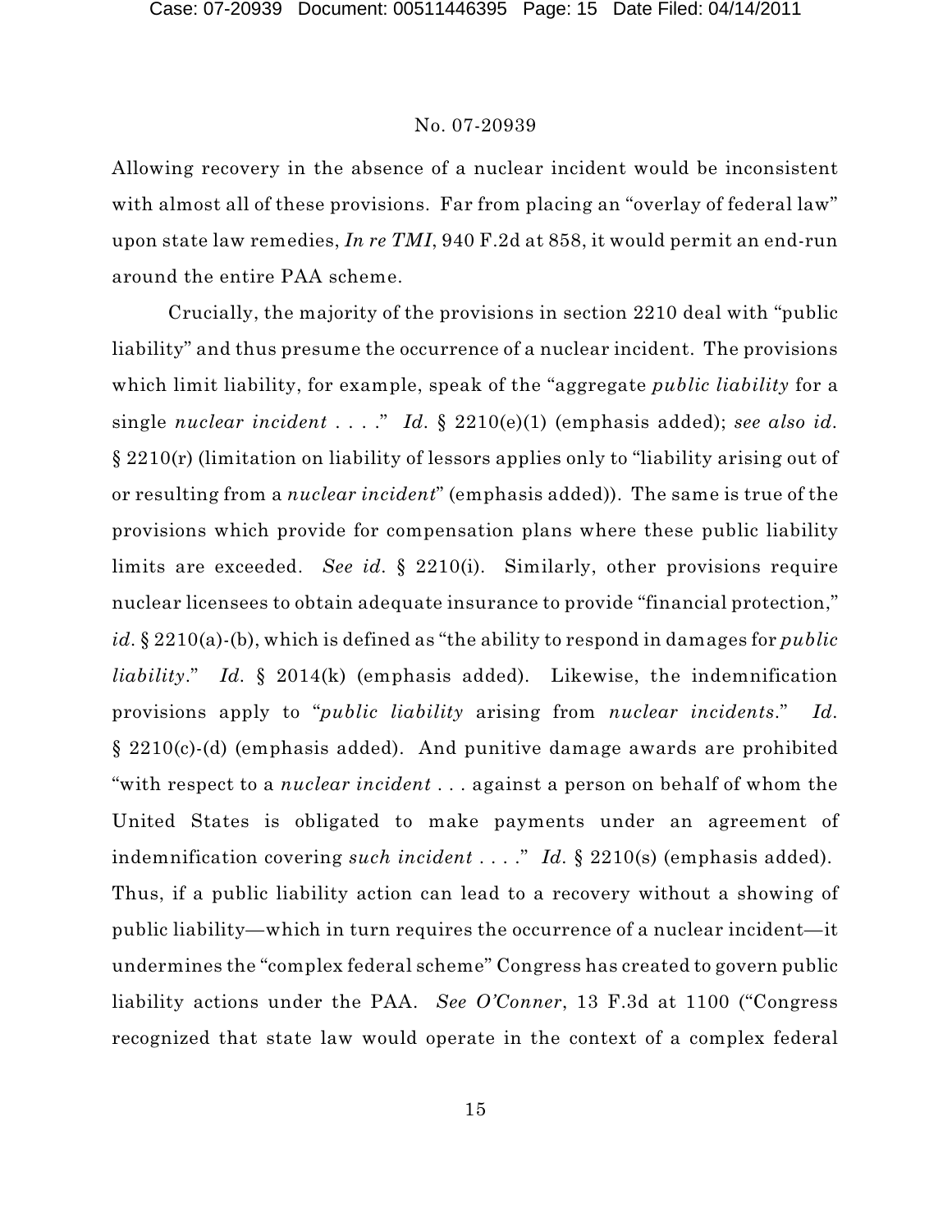Allowing recovery in the absence of a nuclear incident would be inconsistent with almost all of these provisions. Far from placing an "overlay of federal law" upon state law remedies, *In re TMI*, 940 F.2d at 858, it would permit an end-run around the entire PAA scheme.

Crucially, the majority of the provisions in section 2210 deal with "public liability" and thus presume the occurrence of a nuclear incident. The provisions which limit liability, for example, speak of the "aggregate *public liability* for a single *nuclear incident* . . . ." *Id.* § 2210(e)(1) (emphasis added); *see also id.* § 2210(r) (limitation on liability of lessors applies only to "liability arising out of or resulting from a *nuclear incident*" (emphasis added)). The same is true of the provisions which provide for compensation plans where these public liability limits are exceeded. *See id.* § 2210(i). Similarly, other provisions require nuclear licensees to obtain adequate insurance to provide "financial protection," *id.* § 2210(a)-(b), which is defined as "the ability to respond in damages for *public liability*." *Id.* § 2014(k) (emphasis added). Likewise, the indemnification provisions apply to "*public liability* arising from *nuclear incidents*." *Id.* § 2210(c)-(d) (emphasis added). And punitive damage awards are prohibited "with respect to a *nuclear incident* . . . against a person on behalf of whom the United States is obligated to make payments under an agreement of indemnification covering *such incident* . . . ." *Id.* § 2210(s) (emphasis added). Thus, if a public liability action can lead to a recovery without a showing of public liability—which in turn requires the occurrence of a nuclear incident—it undermines the "complex federal scheme" Congress has created to govern public liability actions under the PAA. *See O'Conner*, 13 F.3d at 1100 ("Congress recognized that state law would operate in the context of a complex federal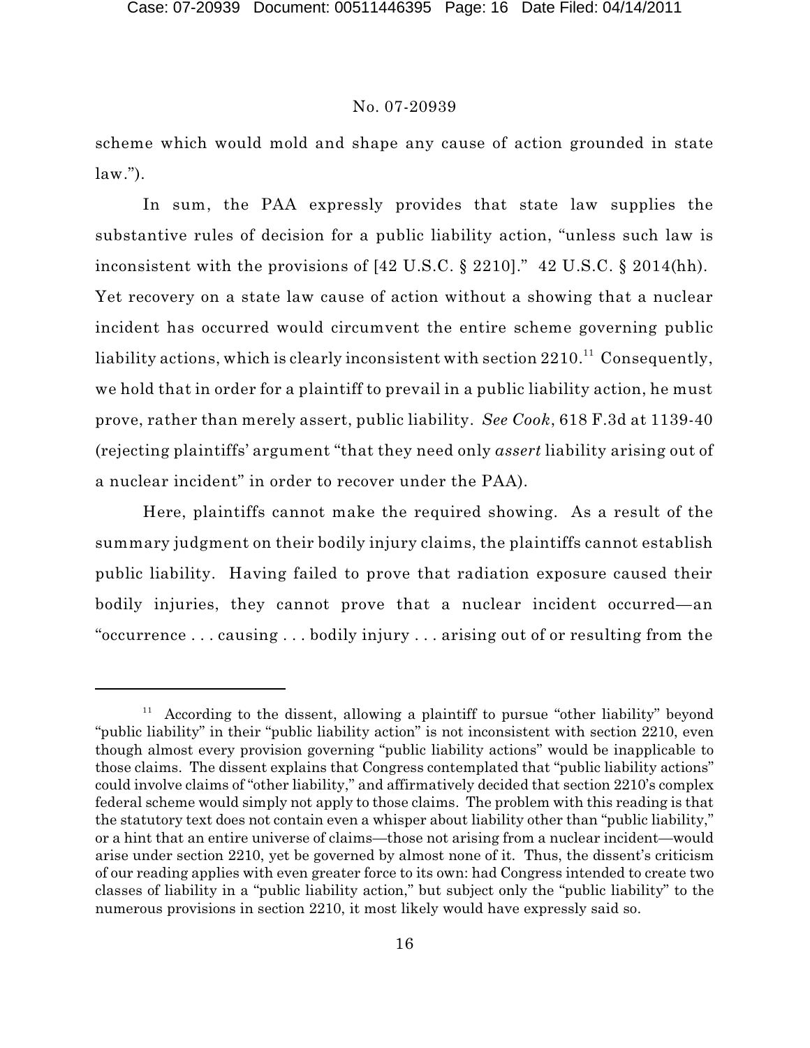scheme which would mold and shape any cause of action grounded in state law.").

In sum, the PAA expressly provides that state law supplies the substantive rules of decision for a public liability action, "unless such law is inconsistent with the provisions of [42 U.S.C. § 2210]." 42 U.S.C. § 2014(hh). Yet recovery on a state law cause of action without a showing that a nuclear incident has occurred would circumvent the entire scheme governing public liability actions, which is clearly inconsistent with section 2210.[11] Consequently, we hold that in order for a plaintiff to prevail in a public liability action, he must prove, rather than merely assert, public liability. *See Cook*, 618 F.3d at 1139-40 (rejecting plaintiffs' argument "that they need only *assert* liability arising out of a nuclear incident" in order to recover under the PAA).

Here, plaintiffs cannot make the required showing. As a result of the summary judgment on their bodily injury claims, the plaintiffs cannot establish public liability. Having failed to prove that radiation exposure caused their bodily injuries, they cannot prove that a nuclear incident occurred—an "occurrence . . . causing . . . bodily injury . . . arising out of or resulting from the

---

[11] According to the dissent, allowing a plaintiff to pursue "other liability" beyond "public liability" in their "public liability action" is not inconsistent with section 2210, even though almost every provision governing "public liability actions" would be inapplicable to those claims. The dissent explains that Congress contemplated that "public liability actions" could involve claims of "other liability," and affirmatively decided that section 2210's complex federal scheme would simply not apply to those claims. The problem with this reading is that the statutory text does not contain even a whisper about liability other than "public liability," or a hint that an entire universe of claims—those not arising from a nuclear incident—would arise under section 2210, yet be governed by almost none of it. Thus, the dissent's criticism of our reading applies with even greater force to its own: had Congress intended to create two classes of liability in a "public liability action," but subject only the "public liability" to the numerous provisions in section 2210, it most likely would have expressly said so.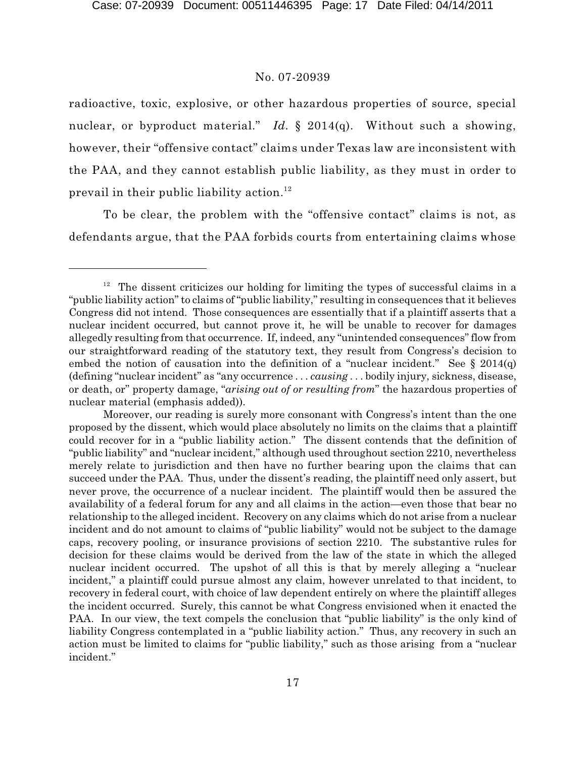radioactive, toxic, explosive, or other hazardous properties of source, special nuclear, or byproduct material." *Id*. § 2014(q). Without such a showing, however, their "offensive contact" claims under Texas law are inconsistent with the PAA, and they cannot establish public liability, as they must in order to prevail in their public liability action.[12]

To be clear, the problem with the "offensive contact" claims is not, as defendants argue, that the PAA forbids courts from entertaining claims whose

---

[12] The dissent criticizes our holding for limiting the types of successful claims in a "public liability action" to claims of "public liability," resulting in consequences that it believes Congress did not intend. Those consequences are essentially that if a plaintiff asserts that a nuclear incident occurred, but cannot prove it, he will be unable to recover for damages allegedly resulting from that occurrence. If, indeed, any "unintended consequences" flow from our straightforward reading of the statutory text, they result from Congress's decision to embed the notion of causation into the definition of a "nuclear incident." See § 2014(q) (defining "nuclear incident" as "any occurrence . . . *causing* . . . bodily injury, sickness, disease, or death, or" property damage, "*arising out of or resulting from*" the hazardous properties of nuclear material (emphasis added)).

Moreover, our reading is surely more consonant with Congress's intent than the one proposed by the dissent, which would place absolutely no limits on the claims that a plaintiff could recover for in a "public liability action." The dissent contends that the definition of "public liability" and "nuclear incident," although used throughout section 2210, nevertheless merely relate to jurisdiction and then have no further bearing upon the claims that can succeed under the PAA. Thus, under the dissent's reading, the plaintiff need only assert, but never prove, the occurrence of a nuclear incident. The plaintiff would then be assured the availability of a federal forum for any and all claims in the action—even those that bear no relationship to the alleged incident. Recovery on any claims which do not arise from a nuclear incident and do not amount to claims of "public liability" would not be subject to the damage caps, recovery pooling, or insurance provisions of section 2210. The substantive rules for decision for these claims would be derived from the law of the state in which the alleged nuclear incident occurred. The upshot of all this is that by merely alleging a "nuclear incident," a plaintiff could pursue almost any claim, however unrelated to that incident, to recovery in federal court, with choice of law dependent entirely on where the plaintiff alleges the incident occurred. Surely, this cannot be what Congress envisioned when it enacted the PAA. In our view, the text compels the conclusion that "public liability" is the only kind of liability Congress contemplated in a "public liability action." Thus, any recovery in such an action must be limited to claims for "public liability," such as those arising from a "nuclear incident."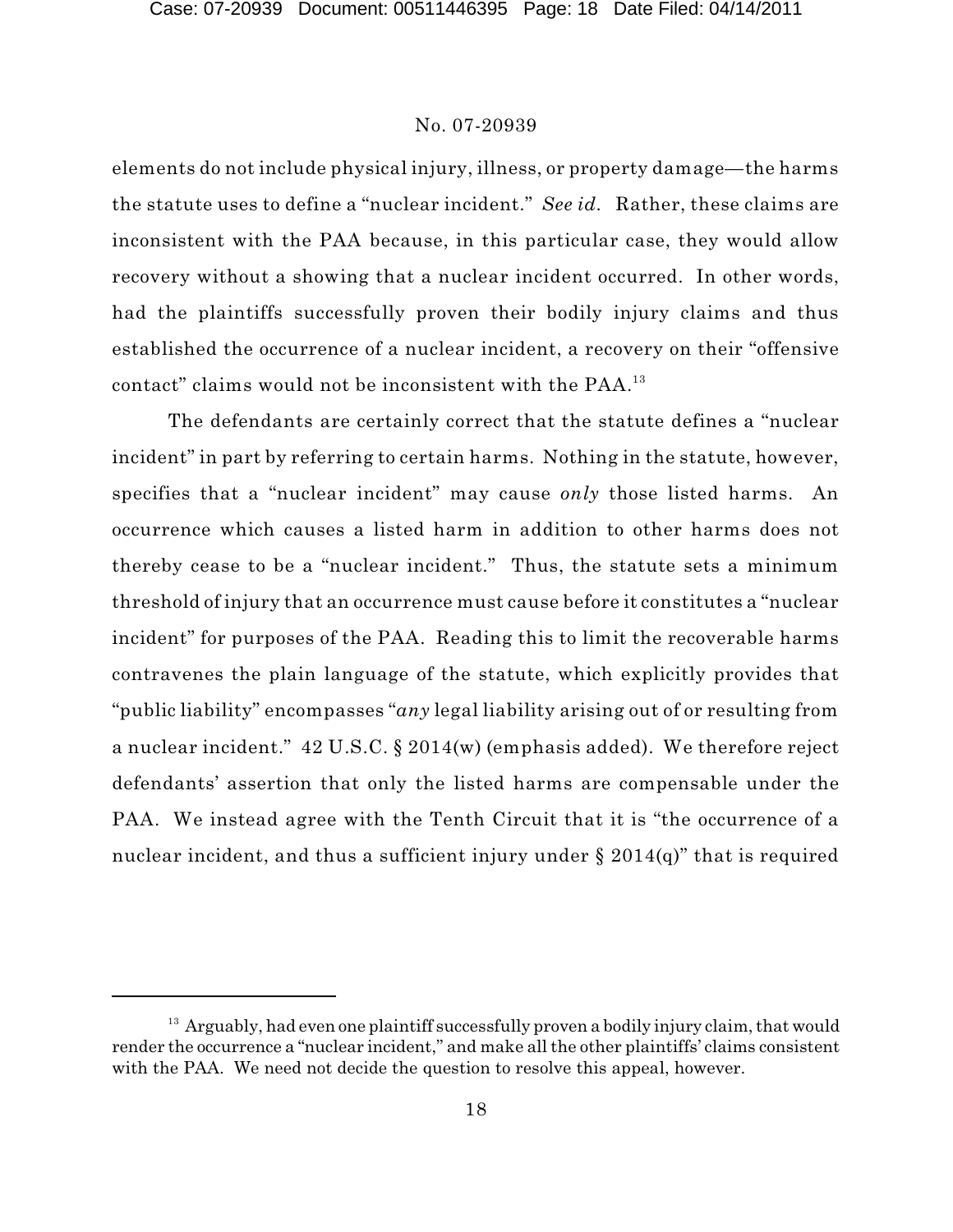elements do not include physical injury, illness, or property damage—the harms the statute uses to define a "nuclear incident." *See id.* Rather, these claims are inconsistent with the PAA because, in this particular case, they would allow recovery without a showing that a nuclear incident occurred. In other words, had the plaintiffs successfully proven their bodily injury claims and thus established the occurrence of a nuclear incident, a recovery on their "offensive contact" claims would not be inconsistent with the PAA.[13]

The defendants are certainly correct that the statute defines a "nuclear incident" in part by referring to certain harms. Nothing in the statute, however, specifies that a "nuclear incident" may cause *only* those listed harms. An occurrence which causes a listed harm in addition to other harms does not thereby cease to be a "nuclear incident." Thus, the statute sets a minimum threshold of injury that an occurrence must cause before it constitutes a "nuclear incident" for purposes of the PAA. Reading this to limit the recoverable harms contravenes the plain language of the statute, which explicitly provides that "public liability" encompasses "*any* legal liability arising out of or resulting from a nuclear incident." 42 U.S.C. § 2014(w) (emphasis added). We therefore reject defendants' assertion that only the listed harms are compensable under the PAA. We instead agree with the Tenth Circuit that it is "the occurrence of a nuclear incident, and thus a sufficient injury under § 2014(q)" that is required

---

[13] Arguably, had even one plaintiff successfully proven a bodily injury claim, that would render the occurrence a "nuclear incident," and make all the other plaintiffs' claims consistent with the PAA. We need not decide the question to resolve this appeal, however.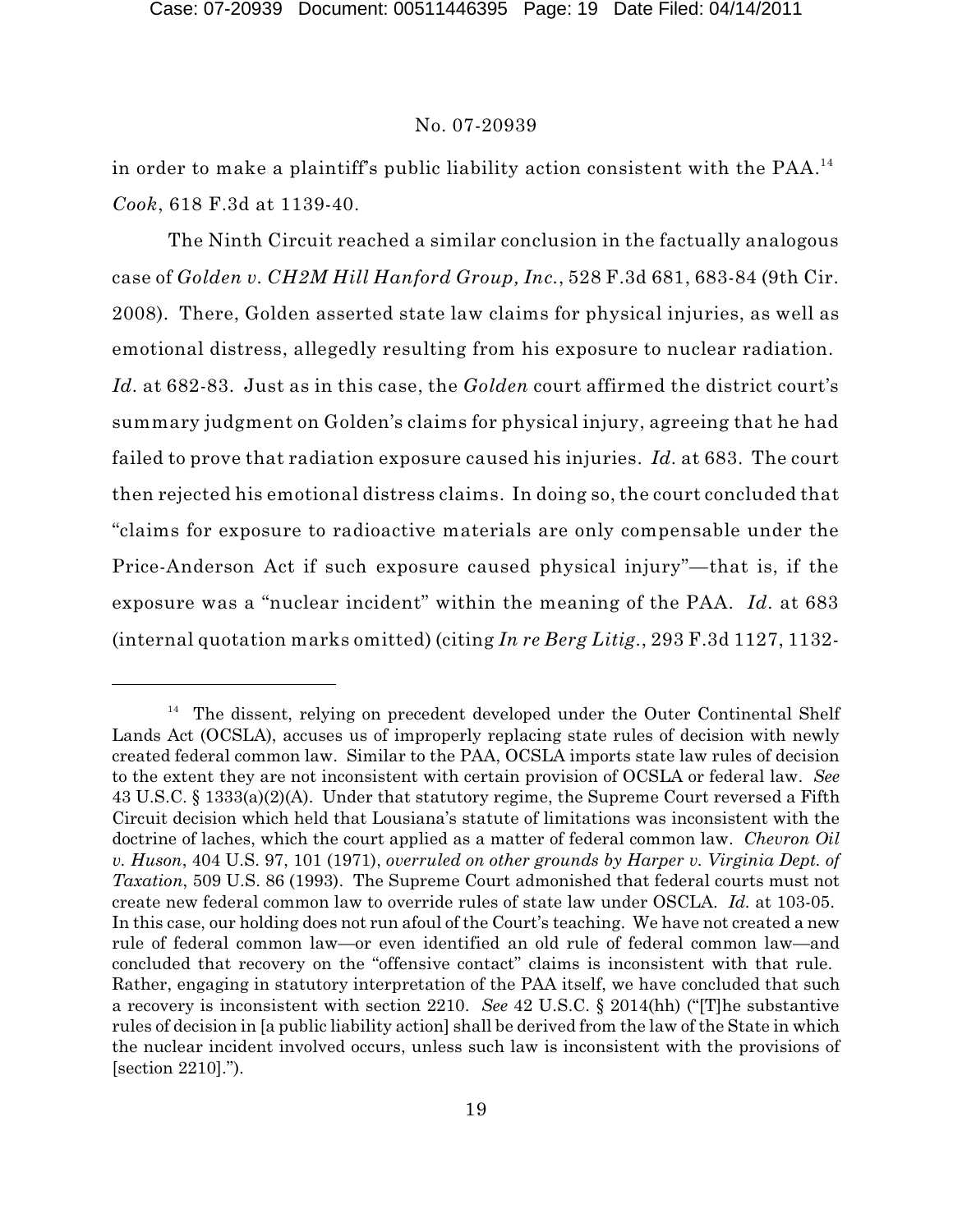in order to make a plaintiff's public liability action consistent with the PAA.[14] *Cook*, 618 F.3d at 1139-40.

The Ninth Circuit reached a similar conclusion in the factually analogous case of *Golden v. CH2M Hill Hanford Group, Inc.*, 528 F.3d 681, 683-84 (9th Cir. 2008). There, Golden asserted state law claims for physical injuries, as well as emotional distress, allegedly resulting from his exposure to nuclear radiation. *Id.* at 682-83. Just as in this case, the *Golden* court affirmed the district court's summary judgment on Golden's claims for physical injury, agreeing that he had failed to prove that radiation exposure caused his injuries. *Id.* at 683. The court then rejected his emotional distress claims. In doing so, the court concluded that "claims for exposure to radioactive materials are only compensable under the Price-Anderson Act if such exposure caused physical injury"—that is, if the exposure was a "nuclear incident" within the meaning of the PAA. *Id.* at 683 (internal quotation marks omitted) (citing *In re Berg Litig.*, 293 F.3d 1127, 1132-

---

[14] The dissent, relying on precedent developed under the Outer Continental Shelf Lands Act (OCSLA), accuses us of improperly replacing state rules of decision with newly created federal common law. Similar to the PAA, OCSLA imports state law rules of decision to the extent they are not inconsistent with certain provision of OCSLA or federal law. *See* 43 U.S.C. § 1333(a)(2)(A). Under that statutory regime, the Supreme Court reversed a Fifth Circuit decision which held that Lousiana's statute of limitations was inconsistent with the doctrine of laches, which the court applied as a matter of federal common law. *Chevron Oil v. Huson*, 404 U.S. 97, 101 (1971), *overruled on other grounds by Harper v. Virginia Dept. of Taxation*, 509 U.S. 86 (1993). The Supreme Court admonished that federal courts must not create new federal common law to override rules of state law under OSCLA. *Id.* at 103-05. In this case, our holding does not run afoul of the Court's teaching. We have not created a new rule of federal common law—or even identified an old rule of federal common law—and concluded that recovery on the "offensive contact" claims is inconsistent with that rule. Rather, engaging in statutory interpretation of the PAA itself, we have concluded that such a recovery is inconsistent with section 2210. *See* 42 U.S.C. § 2014(hh) ("[T]he substantive rules of decision in [a public liability action] shall be derived from the law of the State in which the nuclear incident involved occurs, unless such law is inconsistent with the provisions of [section 2210].").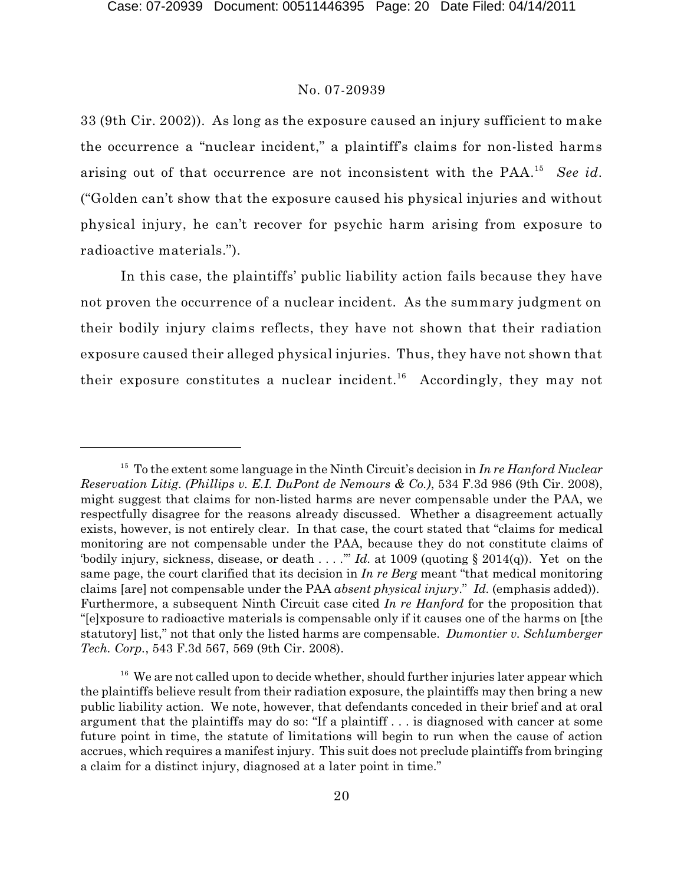33 (9th Cir. 2002)). As long as the exposure caused an injury sufficient to make the occurrence a "nuclear incident," a plaintiff's claims for non-listed harms arising out of that occurrence are not inconsistent with the PAA.[15] *See id.* ("Golden can't show that the exposure caused his physical injuries and without physical injury, he can't recover for psychic harm arising from exposure to radioactive materials.").

In this case, the plaintiffs' public liability action fails because they have not proven the occurrence of a nuclear incident. As the summary judgment on their bodily injury claims reflects, they have not shown that their radiation exposure caused their alleged physical injuries. Thus, they have not shown that their exposure constitutes a nuclear incident.[16] Accordingly, they may not

---

[15] To the extent some language in the Ninth Circuit's decision in *In re Hanford Nuclear Reservation Litig. (Phillips v. E.I. DuPont de Nemours & Co.)*, 534 F.3d 986 (9th Cir. 2008), might suggest that claims for non-listed harms are never compensable under the PAA, we respectfully disagree for the reasons already discussed. Whether a disagreement actually exists, however, is not entirely clear. In that case, the court stated that "claims for medical monitoring are not compensable under the PAA, because they do not constitute claims of 'bodily injury, sickness, disease, or death . . . .'" *Id.* at 1009 (quoting § 2014(q)). Yet on the same page, the court clarified that its decision in *In re Berg* meant "that medical monitoring claims [are] not compensable under the PAA *absent physical injury*." *Id.* (emphasis added)). Furthermore, a subsequent Ninth Circuit case cited *In re Hanford* for the proposition that "[e]xposure to radioactive materials is compensable only if it causes one of the harms on [the statutory] list," not that only the listed harms are compensable. *Dumontier v. Schlumberger Tech. Corp.*, 543 F.3d 567, 569 (9th Cir. 2008).

[16] We are not called upon to decide whether, should further injuries later appear which the plaintiffs believe result from their radiation exposure, the plaintiffs may then bring a new public liability action. We note, however, that defendants conceded in their brief and at oral argument that the plaintiffs may do so: "If a plaintiff . . . is diagnosed with cancer at some future point in time, the statute of limitations will begin to run when the cause of action accrues, which requires a manifest injury. This suit does not preclude plaintiffs from bringing a claim for a distinct injury, diagnosed at a later point in time."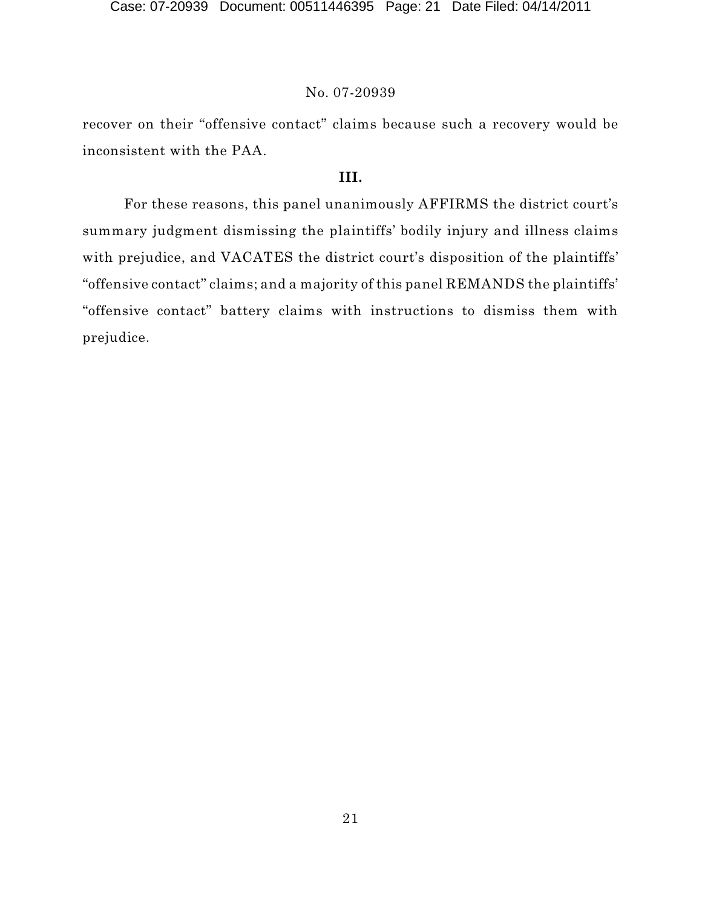recover on their "offensive contact" claims because such a recovery would be inconsistent with the PAA.

**III.**

For these reasons, this panel unanimously AFFIRMS the district court's summary judgment dismissing the plaintiffs' bodily injury and illness claims with prejudice, and VACATES the district court's disposition of the plaintiffs' "offensive contact" claims; and a majority of this panel REMANDS the plaintiffs' "offensive contact" battery claims with instructions to dismiss them with prejudice.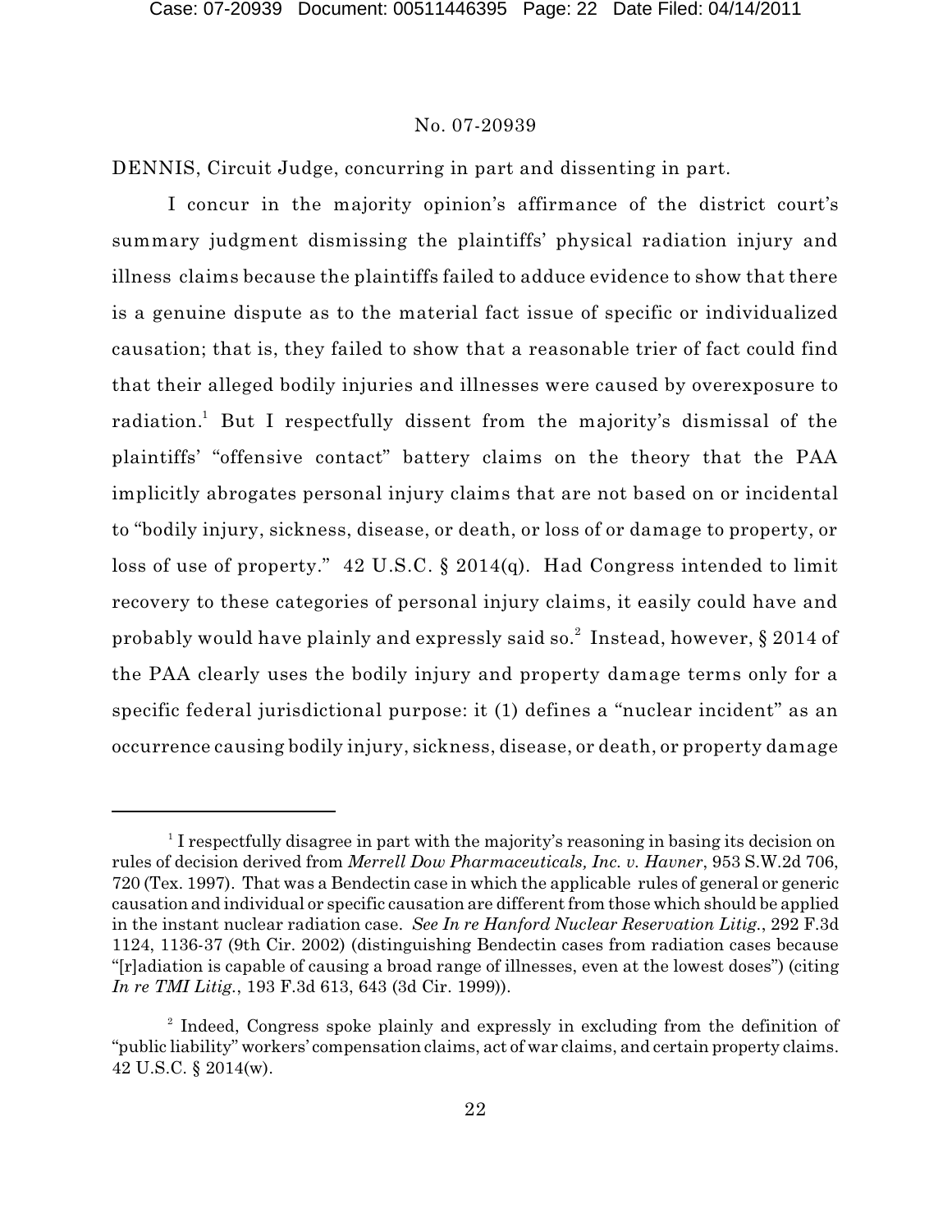No. 07-20939

DENNIS, Circuit Judge, concurring in part and dissenting in part.

I concur in the majority opinion's affirmance of the district court's summary judgment dismissing the plaintiffs' physical radiation injury and illness claims because the plaintiffs failed to adduce evidence to show that there is a genuine dispute as to the material fact issue of specific or individualized causation; that is, they failed to show that a reasonable trier of fact could find that their alleged bodily injuries and illnesses were caused by overexposure to radiation.[1] But I respectfully dissent from the majority's dismissal of the plaintiffs' "offensive contact" battery claims on the theory that the PAA implicitly abrogates personal injury claims that are not based on or incidental to "bodily injury, sickness, disease, or death, or loss of or damage to property, or loss of use of property." 42 U.S.C. § 2014(q). Had Congress intended to limit recovery to these categories of personal injury claims, it easily could have and probably would have plainly and expressly said so.[2] Instead, however, § 2014 of the PAA clearly uses the bodily injury and property damage terms only for a specific federal jurisdictional purpose: it (1) defines a "nuclear incident" as an occurrence causing bodily injury, sickness, disease, or death, or property damage

---

[1] I respectfully disagree in part with the majority's reasoning in basing its decision on rules of decision derived from *Merrell Dow Pharmaceuticals, Inc. v. Havner*, 953 S.W.2d 706, 720 (Tex. 1997). That was a Bendectin case in which the applicable rules of general or generic causation and individual or specific causation are different from those which should be applied in the instant nuclear radiation case. *See In re Hanford Nuclear Reservation Litig.*, 292 F.3d 1124, 1136-37 (9th Cir. 2002) (distinguishing Bendectin cases from radiation cases because "[r]adiation is capable of causing a broad range of illnesses, even at the lowest doses") (citing *In re TMI Litig.*, 193 F.3d 613, 643 (3d Cir. 1999)).

[2] Indeed, Congress spoke plainly and expressly in excluding from the definition of "public liability" workers' compensation claims, act of war claims, and certain property claims. 42 U.S.C. § 2014(w).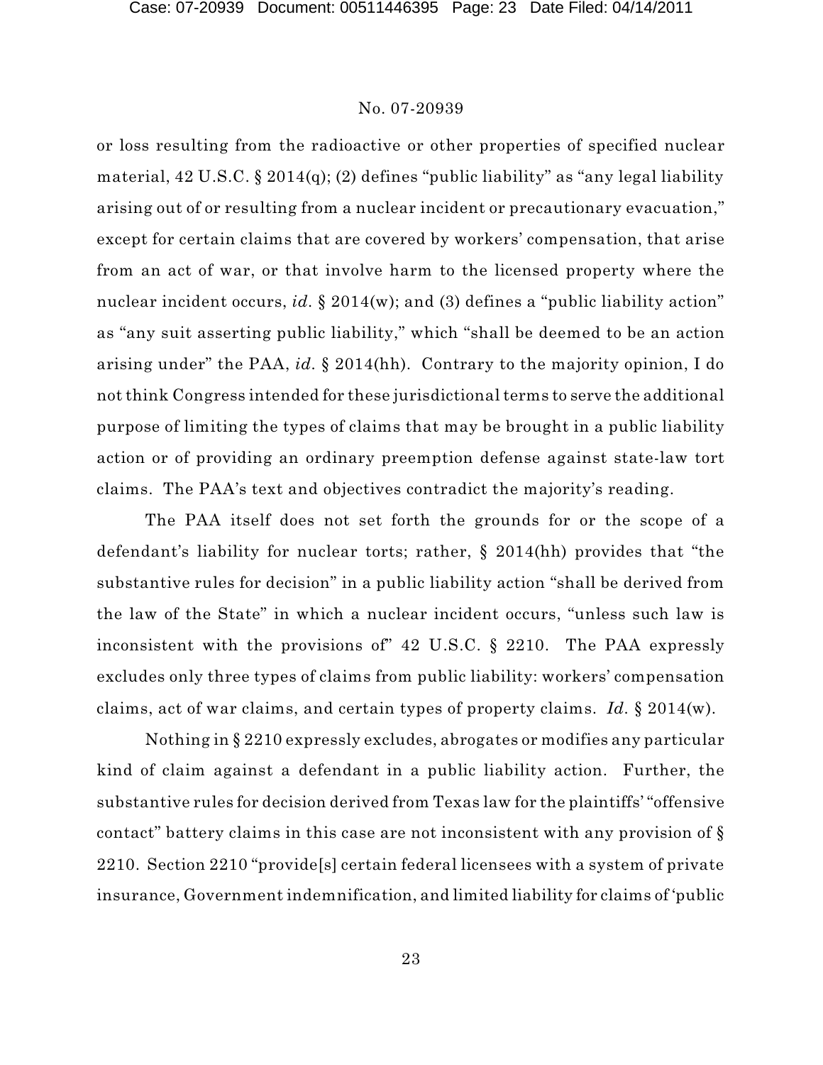or loss resulting from the radioactive or other properties of specified nuclear material, 42 U.S.C. § 2014(q); (2) defines "public liability" as "any legal liability arising out of or resulting from a nuclear incident or precautionary evacuation," except for certain claims that are covered by workers' compensation, that arise from an act of war, or that involve harm to the licensed property where the nuclear incident occurs, *id*. § 2014(w); and (3) defines a "public liability action" as "any suit asserting public liability," which "shall be deemed to be an action arising under" the PAA, *id*. § 2014(hh). Contrary to the majority opinion, I do not think Congress intended for these jurisdictional terms to serve the additional purpose of limiting the types of claims that may be brought in a public liability action or of providing an ordinary preemption defense against state-law tort claims. The PAA's text and objectives contradict the majority's reading.

The PAA itself does not set forth the grounds for or the scope of a defendant's liability for nuclear torts; rather, § 2014(hh) provides that "the substantive rules for decision" in a public liability action "shall be derived from the law of the State" in which a nuclear incident occurs, "unless such law is inconsistent with the provisions of" 42 U.S.C. § 2210. The PAA expressly excludes only three types of claims from public liability: workers' compensation claims, act of war claims, and certain types of property claims. *Id*. § 2014(w).

Nothing in § 2210 expressly excludes, abrogates or modifies any particular kind of claim against a defendant in a public liability action. Further, the substantive rules for decision derived from Texas law for the plaintiffs' "offensive contact" battery claims in this case are not inconsistent with any provision of § 2210. Section 2210 "provide[s] certain federal licensees with a system of private insurance, Government indemnification, and limited liability for claims of 'public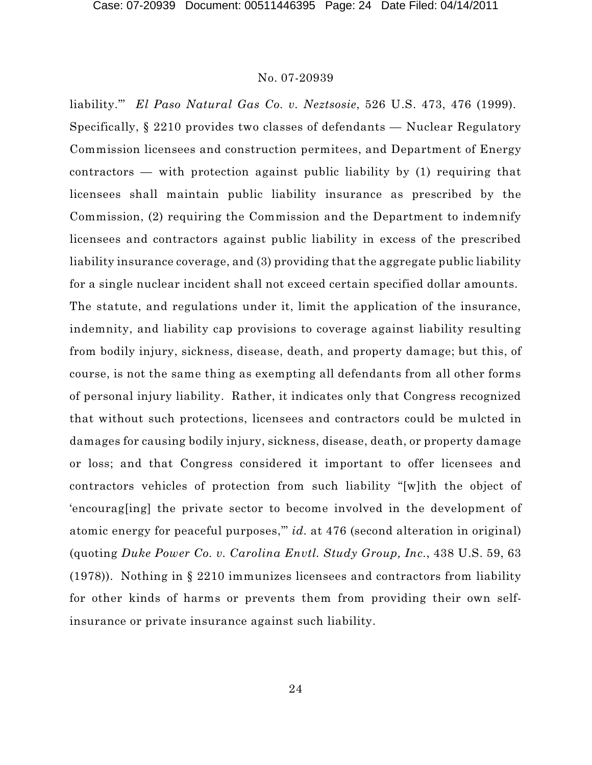liability.'" *El Paso Natural Gas Co. v. Neztsosie*, 526 U.S. 473, 476 (1999). Specifically, § 2210 provides two classes of defendants — Nuclear Regulatory Commission licensees and construction permitees, and Department of Energy contractors — with protection against public liability by (1) requiring that licensees shall maintain public liability insurance as prescribed by the Commission, (2) requiring the Commission and the Department to indemnify licensees and contractors against public liability in excess of the prescribed liability insurance coverage, and (3) providing that the aggregate public liability for a single nuclear incident shall not exceed certain specified dollar amounts. The statute, and regulations under it, limit the application of the insurance, indemnity, and liability cap provisions to coverage against liability resulting from bodily injury, sickness, disease, death, and property damage; but this, of course, is not the same thing as exempting all defendants from all other forms of personal injury liability. Rather, it indicates only that Congress recognized that without such protections, licensees and contractors could be mulcted in damages for causing bodily injury, sickness, disease, death, or property damage or loss; and that Congress considered it important to offer licensees and contractors vehicles of protection from such liability "[w]ith the object of 'encourag[ing] the private sector to become involved in the development of atomic energy for peaceful purposes,'" *id.* at 476 (second alteration in original) (quoting *Duke Power Co. v. Carolina Envtl. Study Group, Inc.*, 438 U.S. 59, 63 (1978)). Nothing in § 2210 immunizes licensees and contractors from liability for other kinds of harms or prevents them from providing their own self-insurance or private insurance against such liability.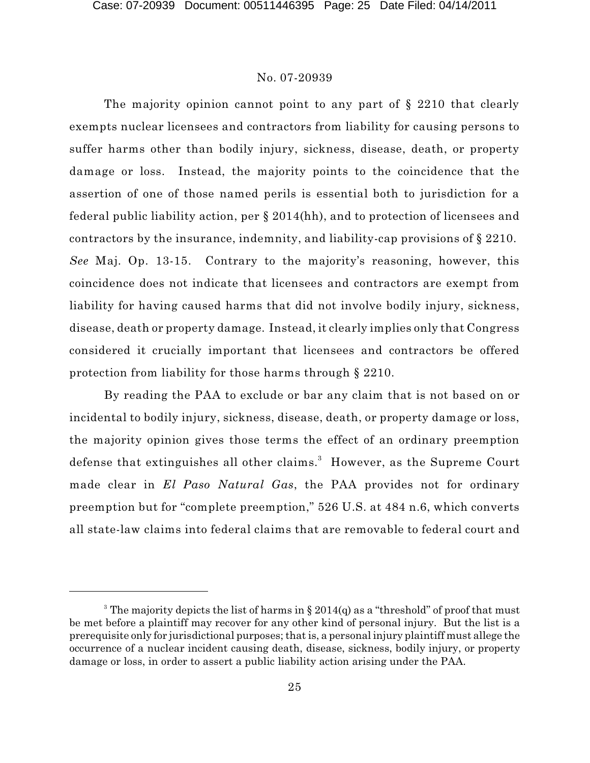The majority opinion cannot point to any part of § 2210 that clearly exempts nuclear licensees and contractors from liability for causing persons to suffer harms other than bodily injury, sickness, disease, death, or property damage or loss. Instead, the majority points to the coincidence that the assertion of one of those named perils is essential both to jurisdiction for a federal public liability action, per § 2014(hh), and to protection of licensees and contractors by the insurance, indemnity, and liability-cap provisions of § 2210. *See* Maj. Op. 13-15. Contrary to the majority's reasoning, however, this coincidence does not indicate that licensees and contractors are exempt from liability for having caused harms that did not involve bodily injury, sickness, disease, death or property damage. Instead, it clearly implies only that Congress considered it crucially important that licensees and contractors be offered protection from liability for those harms through § 2210.

By reading the PAA to exclude or bar any claim that is not based on or incidental to bodily injury, sickness, disease, death, or property damage or loss, the majority opinion gives those terms the effect of an ordinary preemption defense that extinguishes all other claims.[3] However, as the Supreme Court made clear in *El Paso Natural Gas*, the PAA provides not for ordinary preemption but for "complete preemption," 526 U.S. at 484 n.6, which converts all state-law claims into federal claims that are removable to federal court and

[3] The majority depicts the list of harms in § 2014(q) as a "threshold" of proof that must be met before a plaintiff may recover for any other kind of personal injury. But the list is a prerequisite only for jurisdictional purposes; that is, a personal injury plaintiff must allege the occurrence of a nuclear incident causing death, disease, sickness, bodily injury, or property damage or loss, in order to assert a public liability action arising under the PAA.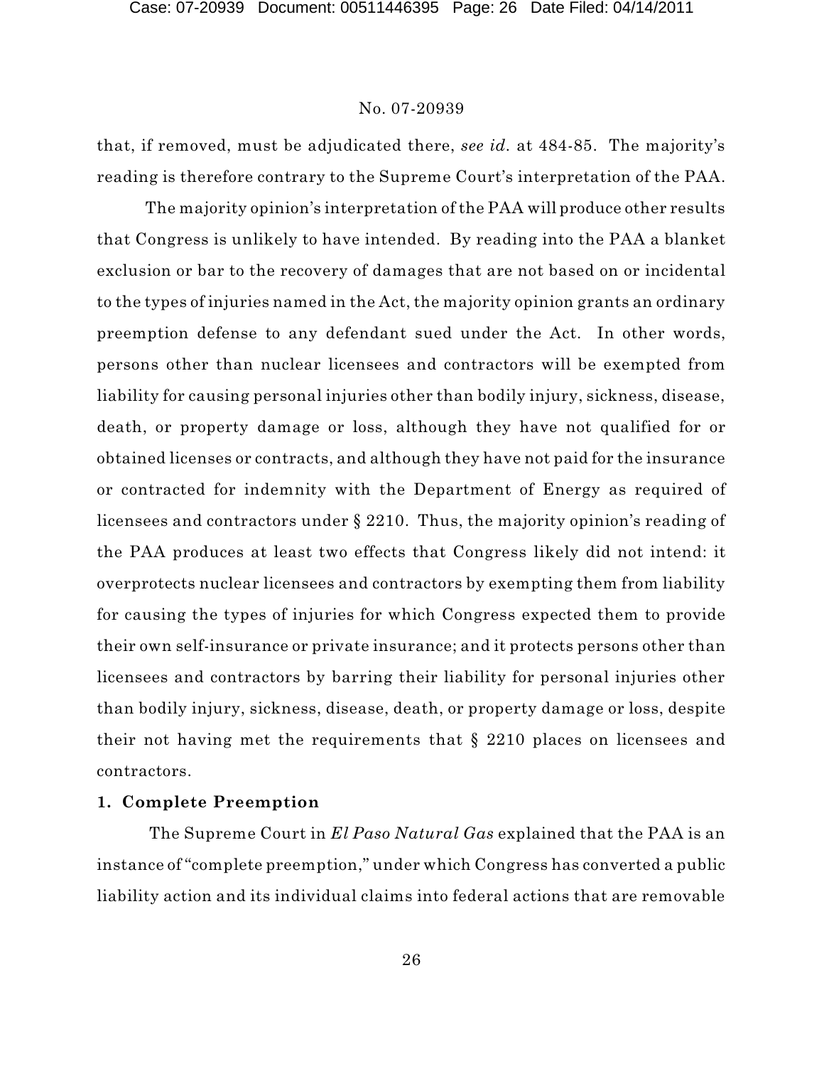that, if removed, must be adjudicated there, *see id.* at 484-85. The majority's reading is therefore contrary to the Supreme Court's interpretation of the PAA.

The majority opinion's interpretation of the PAA will produce other results that Congress is unlikely to have intended. By reading into the PAA a blanket exclusion or bar to the recovery of damages that are not based on or incidental to the types of injuries named in the Act, the majority opinion grants an ordinary preemption defense to any defendant sued under the Act. In other words, persons other than nuclear licensees and contractors will be exempted from liability for causing personal injuries other than bodily injury, sickness, disease, death, or property damage or loss, although they have not qualified for or obtained licenses or contracts, and although they have not paid for the insurance or contracted for indemnity with the Department of Energy as required of licensees and contractors under § 2210. Thus, the majority opinion's reading of the PAA produces at least two effects that Congress likely did not intend: it overprotects nuclear licensees and contractors by exempting them from liability for causing the types of injuries for which Congress expected them to provide their own self-insurance or private insurance; and it protects persons other than licensees and contractors by barring their liability for personal injuries other than bodily injury, sickness, disease, death, or property damage or loss, despite their not having met the requirements that § 2210 places on licensees and contractors.

**1. Complete Preemption**

The Supreme Court in *El Paso Natural Gas* explained that the PAA is an instance of "complete preemption," under which Congress has converted a public liability action and its individual claims into federal actions that are removable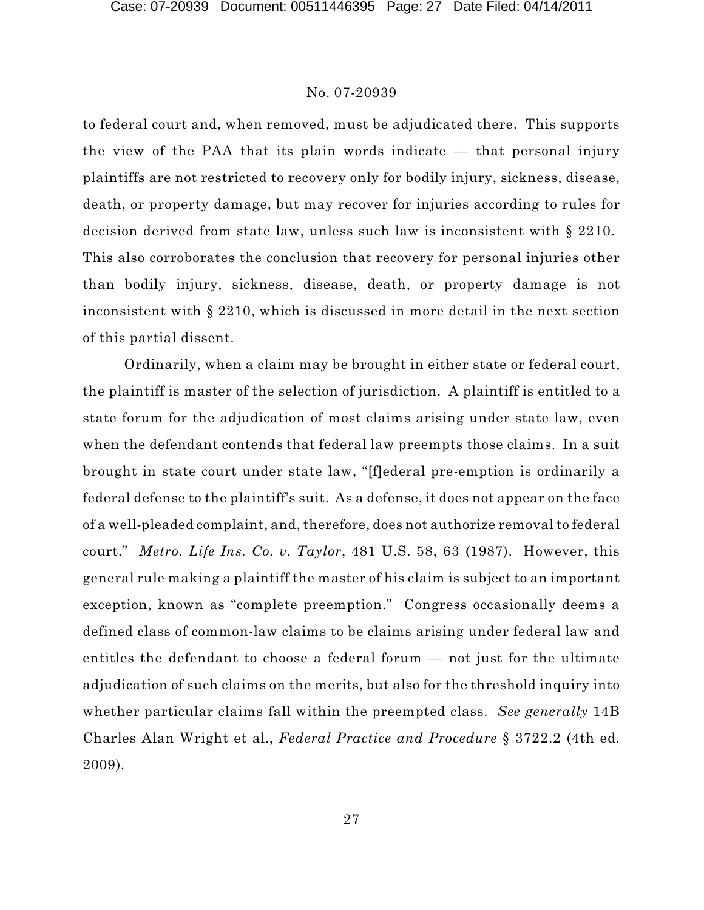to federal court and, when removed, must be adjudicated there. This supports the view of the PAA that its plain words indicate — that personal injury plaintiffs are not restricted to recovery only for bodily injury, sickness, disease, death, or property damage, but may recover for injuries according to rules for decision derived from state law, unless such law is inconsistent with § 2210. This also corroborates the conclusion that recovery for personal injuries other than bodily injury, sickness, disease, death, or property damage is not inconsistent with § 2210, which is discussed in more detail in the next section of this partial dissent.

Ordinarily, when a claim may be brought in either state or federal court, the plaintiff is master of the selection of jurisdiction. A plaintiff is entitled to a state forum for the adjudication of most claims arising under state law, even when the defendant contends that federal law preempts those claims. In a suit brought in state court under state law, "[f]ederal pre-emption is ordinarily a federal defense to the plaintiff's suit. As a defense, it does not appear on the face of a well-pleaded complaint, and, therefore, does not authorize removal to federal court." *Metro. Life Ins. Co. v. Taylor*, 481 U.S. 58, 63 (1987). However, this general rule making a plaintiff the master of his claim is subject to an important exception, known as "complete preemption." Congress occasionally deems a defined class of common-law claims to be claims arising under federal law and entitles the defendant to choose a federal forum — not just for the ultimate adjudication of such claims on the merits, but also for the threshold inquiry into whether particular claims fall within the preempted class. *See generally* 14B Charles Alan Wright et al., *Federal Practice and Procedure* § 3722.2 (4th ed. 2009).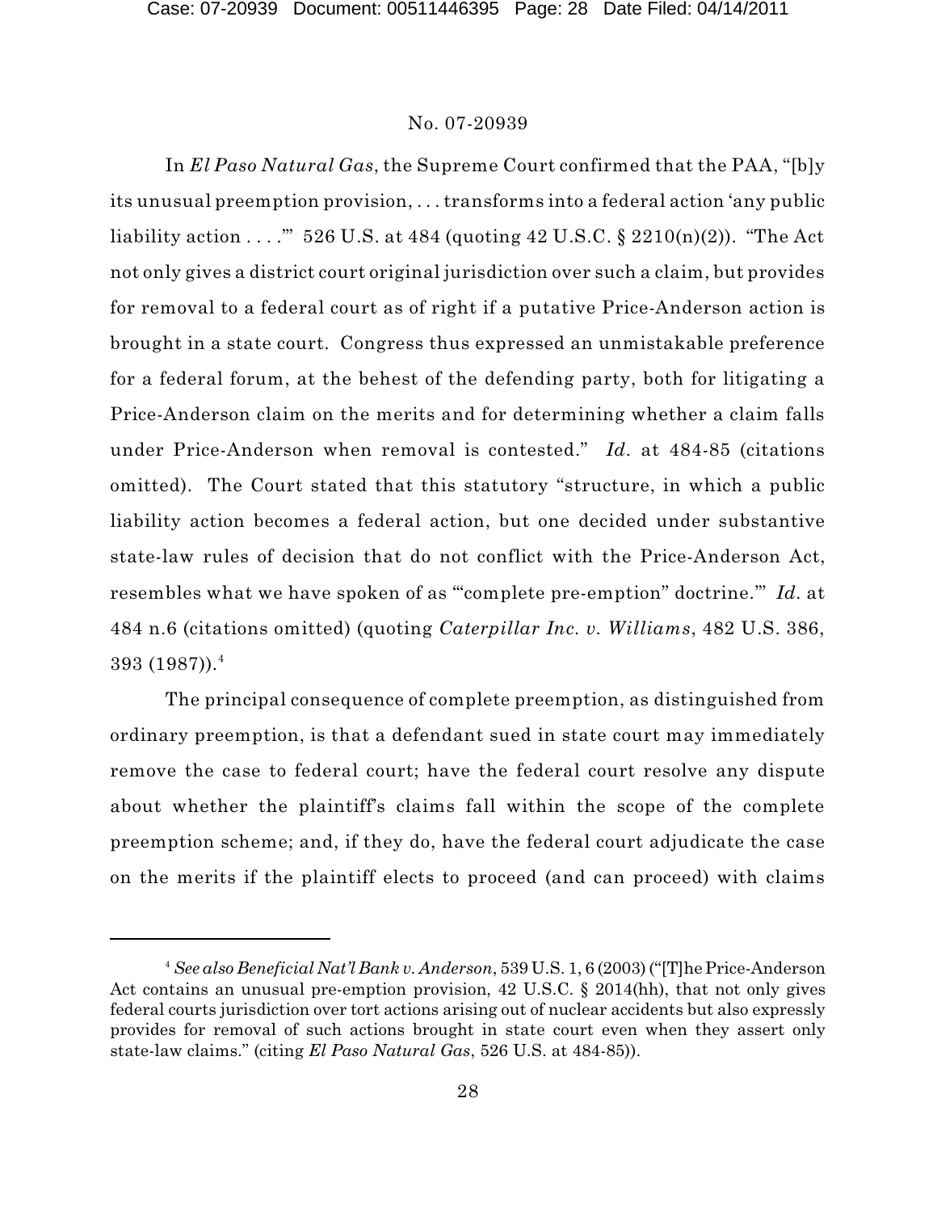In *El Paso Natural Gas*, the Supreme Court confirmed that the PAA, "[b]y its unusual preemption provision, . . . transforms into a federal action 'any public liability action . . . .'" 526 U.S. at 484 (quoting 42 U.S.C. § 2210(n)(2)). "The Act not only gives a district court original jurisdiction over such a claim, but provides for removal to a federal court as of right if a putative Price-Anderson action is brought in a state court. Congress thus expressed an unmistakable preference for a federal forum, at the behest of the defending party, both for litigating a Price-Anderson claim on the merits and for determining whether a claim falls under Price-Anderson when removal is contested." *Id.* at 484-85 (citations omitted). The Court stated that this statutory "structure, in which a public liability action becomes a federal action, but one decided under substantive state-law rules of decision that do not conflict with the Price-Anderson Act, resembles what we have spoken of as '"complete pre-emption" doctrine.'" *Id.* at 484 n.6 (citations omitted) (quoting *Caterpillar Inc. v. Williams*, 482 U.S. 386, 393 (1987)).[4]

The principal consequence of complete preemption, as distinguished from ordinary preemption, is that a defendant sued in state court may immediately remove the case to federal court; have the federal court resolve any dispute about whether the plaintiff's claims fall within the scope of the complete preemption scheme; and, if they do, have the federal court adjudicate the case on the merits if the plaintiff elects to proceed (and can proceed) with claims

[4] *See also Beneficial Nat'l Bank v. Anderson*, 539 U.S. 1, 6 (2003) ("[T]he Price-Anderson Act contains an unusual pre-emption provision, 42 U.S.C. § 2014(hh), that not only gives federal courts jurisdiction over tort actions arising out of nuclear accidents but also expressly provides for removal of such actions brought in state court even when they assert only state-law claims." (citing *El Paso Natural Gas*, 526 U.S. at 484-85)).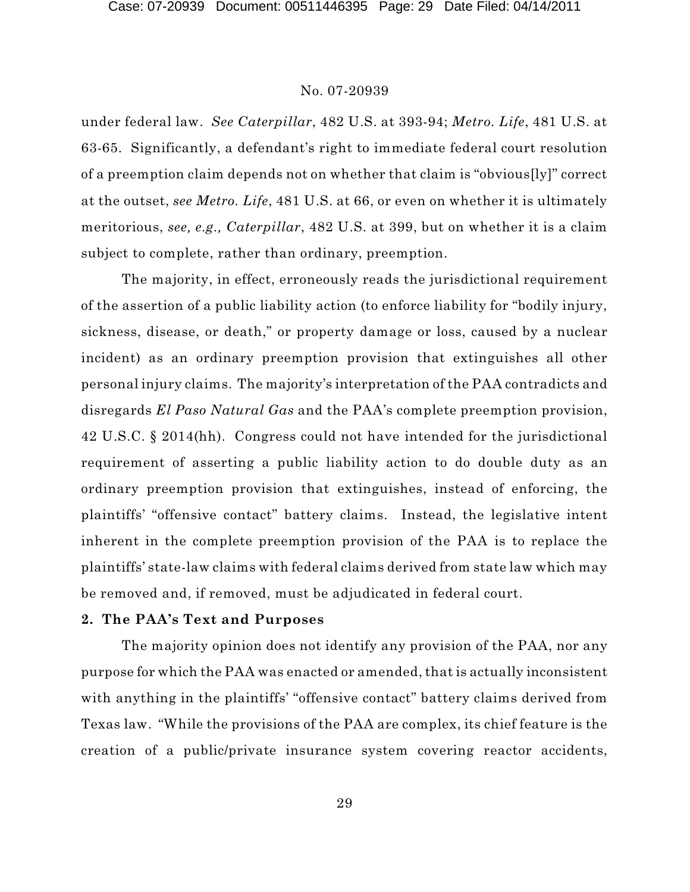under federal law. *See Caterpillar*, 482 U.S. at 393-94; *Metro. Life*, 481 U.S. at 63-65. Significantly, a defendant's right to immediate federal court resolution of a preemption claim depends not on whether that claim is "obvious[ly]" correct at the outset, *see Metro. Life*, 481 U.S. at 66, or even on whether it is ultimately meritorious, *see, e.g., Caterpillar*, 482 U.S. at 399, but on whether it is a claim subject to complete, rather than ordinary, preemption.

The majority, in effect, erroneously reads the jurisdictional requirement of the assertion of a public liability action (to enforce liability for "bodily injury, sickness, disease, or death," or property damage or loss, caused by a nuclear incident) as an ordinary preemption provision that extinguishes all other personal injury claims. The majority's interpretation of the PAA contradicts and disregards *El Paso Natural Gas* and the PAA's complete preemption provision, 42 U.S.C. § 2014(hh). Congress could not have intended for the jurisdictional requirement of asserting a public liability action to do double duty as an ordinary preemption provision that extinguishes, instead of enforcing, the plaintiffs' "offensive contact" battery claims. Instead, the legislative intent inherent in the complete preemption provision of the PAA is to replace the plaintiffs' state-law claims with federal claims derived from state law which may be removed and, if removed, must be adjudicated in federal court.

**2. The PAA's Text and Purposes**

The majority opinion does not identify any provision of the PAA, nor any purpose for which the PAA was enacted or amended, that is actually inconsistent with anything in the plaintiffs' "offensive contact" battery claims derived from Texas law. "While the provisions of the PAA are complex, its chief feature is the creation of a public/private insurance system covering reactor accidents,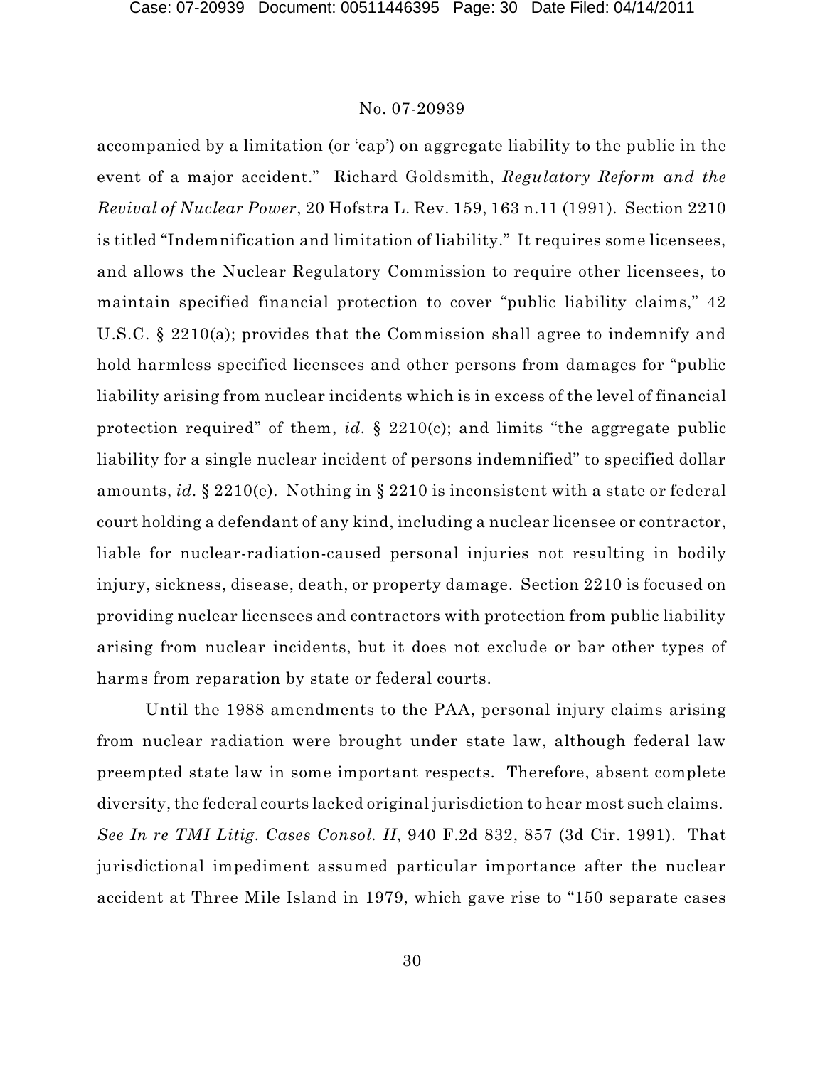accompanied by a limitation (or 'cap') on aggregate liability to the public in the event of a major accident." Richard Goldsmith, *Regulatory Reform and the Revival of Nuclear Power*, 20 Hofstra L. Rev. 159, 163 n.11 (1991). Section 2210 is titled "Indemnification and limitation of liability." It requires some licensees, and allows the Nuclear Regulatory Commission to require other licensees, to maintain specified financial protection to cover "public liability claims," 42 U.S.C. § 2210(a); provides that the Commission shall agree to indemnify and hold harmless specified licensees and other persons from damages for "public liability arising from nuclear incidents which is in excess of the level of financial protection required" of them, *id*. § 2210(c); and limits "the aggregate public liability for a single nuclear incident of persons indemnified" to specified dollar amounts, *id*. § 2210(e). Nothing in § 2210 is inconsistent with a state or federal court holding a defendant of any kind, including a nuclear licensee or contractor, liable for nuclear-radiation-caused personal injuries not resulting in bodily injury, sickness, disease, death, or property damage. Section 2210 is focused on providing nuclear licensees and contractors with protection from public liability arising from nuclear incidents, but it does not exclude or bar other types of harms from reparation by state or federal courts.

Until the 1988 amendments to the PAA, personal injury claims arising from nuclear radiation were brought under state law, although federal law preempted state law in some important respects. Therefore, absent complete diversity, the federal courts lacked original jurisdiction to hear most such claims. *See In re TMI Litig. Cases Consol. II*, 940 F.2d 832, 857 (3d Cir. 1991). That jurisdictional impediment assumed particular importance after the nuclear accident at Three Mile Island in 1979, which gave rise to "150 separate cases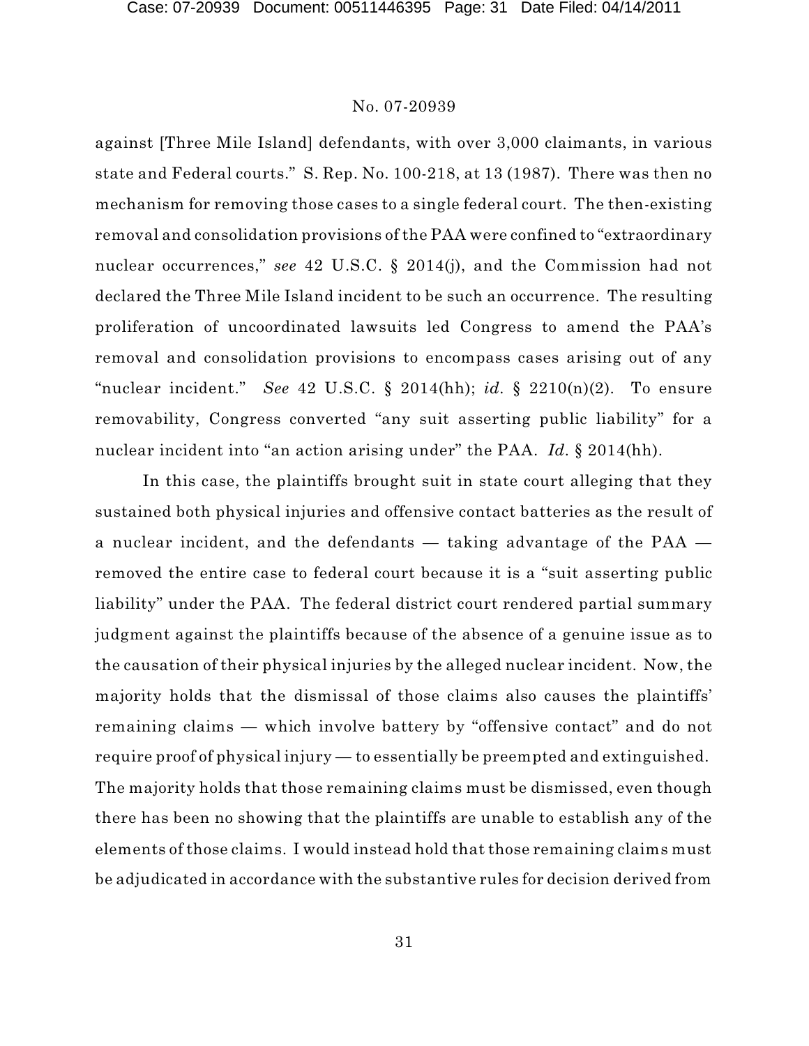against [Three Mile Island] defendants, with over 3,000 claimants, in various state and Federal courts." S. Rep. No. 100-218, at 13 (1987). There was then no mechanism for removing those cases to a single federal court. The then-existing removal and consolidation provisions of the PAA were confined to "extraordinary nuclear occurrences," *see* 42 U.S.C. § 2014(j), and the Commission had not declared the Three Mile Island incident to be such an occurrence. The resulting proliferation of uncoordinated lawsuits led Congress to amend the PAA's removal and consolidation provisions to encompass cases arising out of any "nuclear incident." *See* 42 U.S.C. § 2014(hh); *id.* § 2210(n)(2). To ensure removability, Congress converted "any suit asserting public liability" for a nuclear incident into "an action arising under" the PAA. *Id.* § 2014(hh).

In this case, the plaintiffs brought suit in state court alleging that they sustained both physical injuries and offensive contact batteries as the result of a nuclear incident, and the defendants — taking advantage of the PAA — removed the entire case to federal court because it is a "suit asserting public liability" under the PAA. The federal district court rendered partial summary judgment against the plaintiffs because of the absence of a genuine issue as to the causation of their physical injuries by the alleged nuclear incident. Now, the majority holds that the dismissal of those claims also causes the plaintiffs' remaining claims — which involve battery by "offensive contact" and do not require proof of physical injury — to essentially be preempted and extinguished. The majority holds that those remaining claims must be dismissed, even though there has been no showing that the plaintiffs are unable to establish any of the elements of those claims. I would instead hold that those remaining claims must be adjudicated in accordance with the substantive rules for decision derived from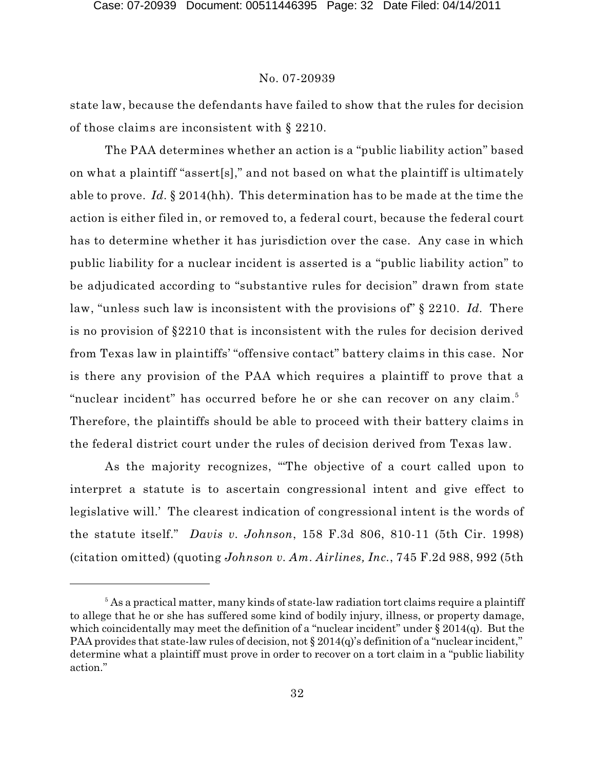state law, because the defendants have failed to show that the rules for decision of those claims are inconsistent with § 2210.

The PAA determines whether an action is a "public liability action" based on what a plaintiff "assert[s]," and not based on what the plaintiff is ultimately able to prove. *Id.* § 2014(hh). This determination has to be made at the time the action is either filed in, or removed to, a federal court, because the federal court has to determine whether it has jurisdiction over the case. Any case in which public liability for a nuclear incident is asserted is a "public liability action" to be adjudicated according to "substantive rules for decision" drawn from state law, "unless such law is inconsistent with the provisions of" § 2210. *Id.* There is no provision of §2210 that is inconsistent with the rules for decision derived from Texas law in plaintiffs' "offensive contact" battery claims in this case. Nor is there any provision of the PAA which requires a plaintiff to prove that a "nuclear incident" has occurred before he or she can recover on any claim.[5] Therefore, the plaintiffs should be able to proceed with their battery claims in the federal district court under the rules of decision derived from Texas law.

As the majority recognizes, "'The objective of a court called upon to interpret a statute is to ascertain congressional intent and give effect to legislative will.' The clearest indication of congressional intent is the words of the statute itself." *Davis v. Johnson*, 158 F.3d 806, 810-11 (5th Cir. 1998) (citation omitted) (quoting *Johnson v. Am. Airlines, Inc.*, 745 F.2d 988, 992 (5th

---

[5] As a practical matter, many kinds of state-law radiation tort claims require a plaintiff to allege that he or she has suffered some kind of bodily injury, illness, or property damage, which coincidentally may meet the definition of a "nuclear incident" under § 2014(q). But the PAA provides that state-law rules of decision, not § 2014(q)'s definition of a "nuclear incident," determine what a plaintiff must prove in order to recover on a tort claim in a "public liability action."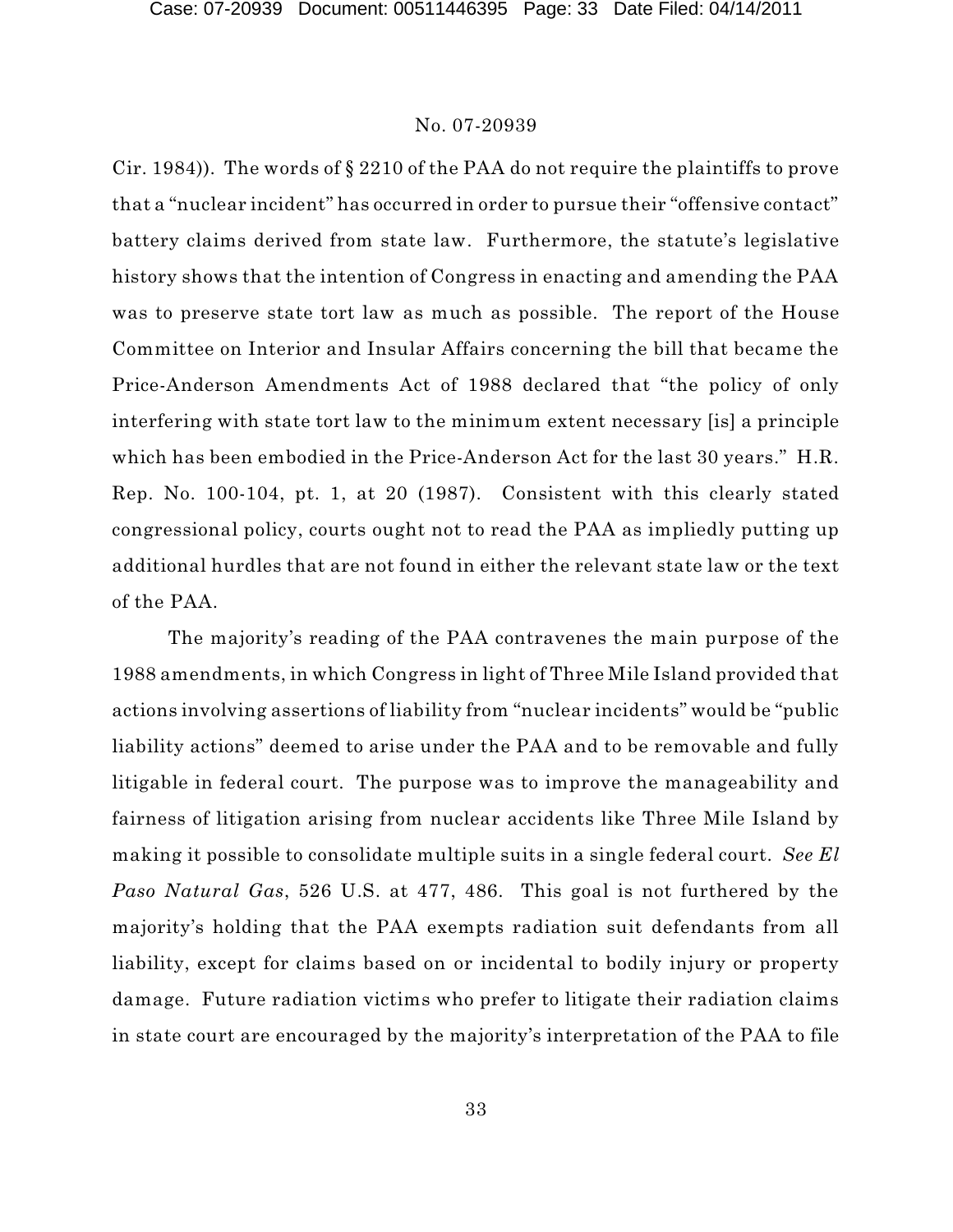Cir. 1984)). The words of § 2210 of the PAA do not require the plaintiffs to prove that a "nuclear incident" has occurred in order to pursue their "offensive contact" battery claims derived from state law. Furthermore, the statute's legislative history shows that the intention of Congress in enacting and amending the PAA was to preserve state tort law as much as possible. The report of the House Committee on Interior and Insular Affairs concerning the bill that became the Price-Anderson Amendments Act of 1988 declared that "the policy of only interfering with state tort law to the minimum extent necessary [is] a principle which has been embodied in the Price-Anderson Act for the last 30 years." H.R. Rep. No. 100-104, pt. 1, at 20 (1987). Consistent with this clearly stated congressional policy, courts ought not to read the PAA as impliedly putting up additional hurdles that are not found in either the relevant state law or the text of the PAA.

The majority's reading of the PAA contravenes the main purpose of the 1988 amendments, in which Congress in light of Three Mile Island provided that actions involving assertions of liability from "nuclear incidents" would be "public liability actions" deemed to arise under the PAA and to be removable and fully litigable in federal court. The purpose was to improve the manageability and fairness of litigation arising from nuclear accidents like Three Mile Island by making it possible to consolidate multiple suits in a single federal court. *See El Paso Natural Gas*, 526 U.S. at 477, 486. This goal is not furthered by the majority's holding that the PAA exempts radiation suit defendants from all liability, except for claims based on or incidental to bodily injury or property damage. Future radiation victims who prefer to litigate their radiation claims in state court are encouraged by the majority's interpretation of the PAA to file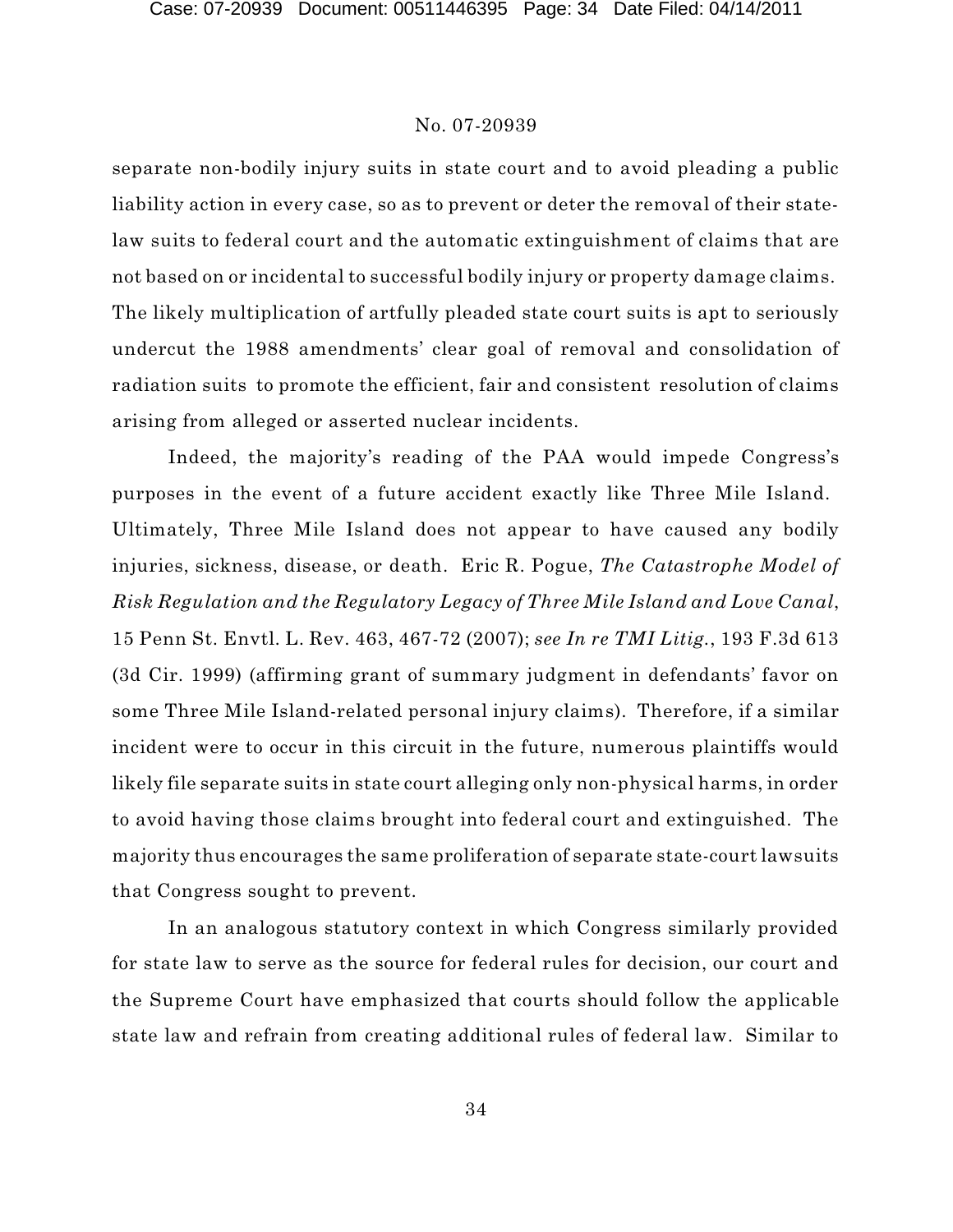separate non-bodily injury suits in state court and to avoid pleading a public liability action in every case, so as to prevent or deter the removal of their state-law suits to federal court and the automatic extinguishment of claims that are not based on or incidental to successful bodily injury or property damage claims. The likely multiplication of artfully pleaded state court suits is apt to seriously undercut the 1988 amendments' clear goal of removal and consolidation of radiation suits to promote the efficient, fair and consistent resolution of claims arising from alleged or asserted nuclear incidents.

Indeed, the majority's reading of the PAA would impede Congress's purposes in the event of a future accident exactly like Three Mile Island. Ultimately, Three Mile Island does not appear to have caused any bodily injuries, sickness, disease, or death. Eric R. Pogue, *The Catastrophe Model of Risk Regulation and the Regulatory Legacy of Three Mile Island and Love Canal*, 15 Penn St. Envtl. L. Rev. 463, 467-72 (2007); *see In re TMI Litig.*, 193 F.3d 613 (3d Cir. 1999) (affirming grant of summary judgment in defendants' favor on some Three Mile Island-related personal injury claims). Therefore, if a similar incident were to occur in this circuit in the future, numerous plaintiffs would likely file separate suits in state court alleging only non-physical harms, in order to avoid having those claims brought into federal court and extinguished. The majority thus encourages the same proliferation of separate state-court lawsuits that Congress sought to prevent.

In an analogous statutory context in which Congress similarly provided for state law to serve as the source for federal rules for decision, our court and the Supreme Court have emphasized that courts should follow the applicable state law and refrain from creating additional rules of federal law. Similar to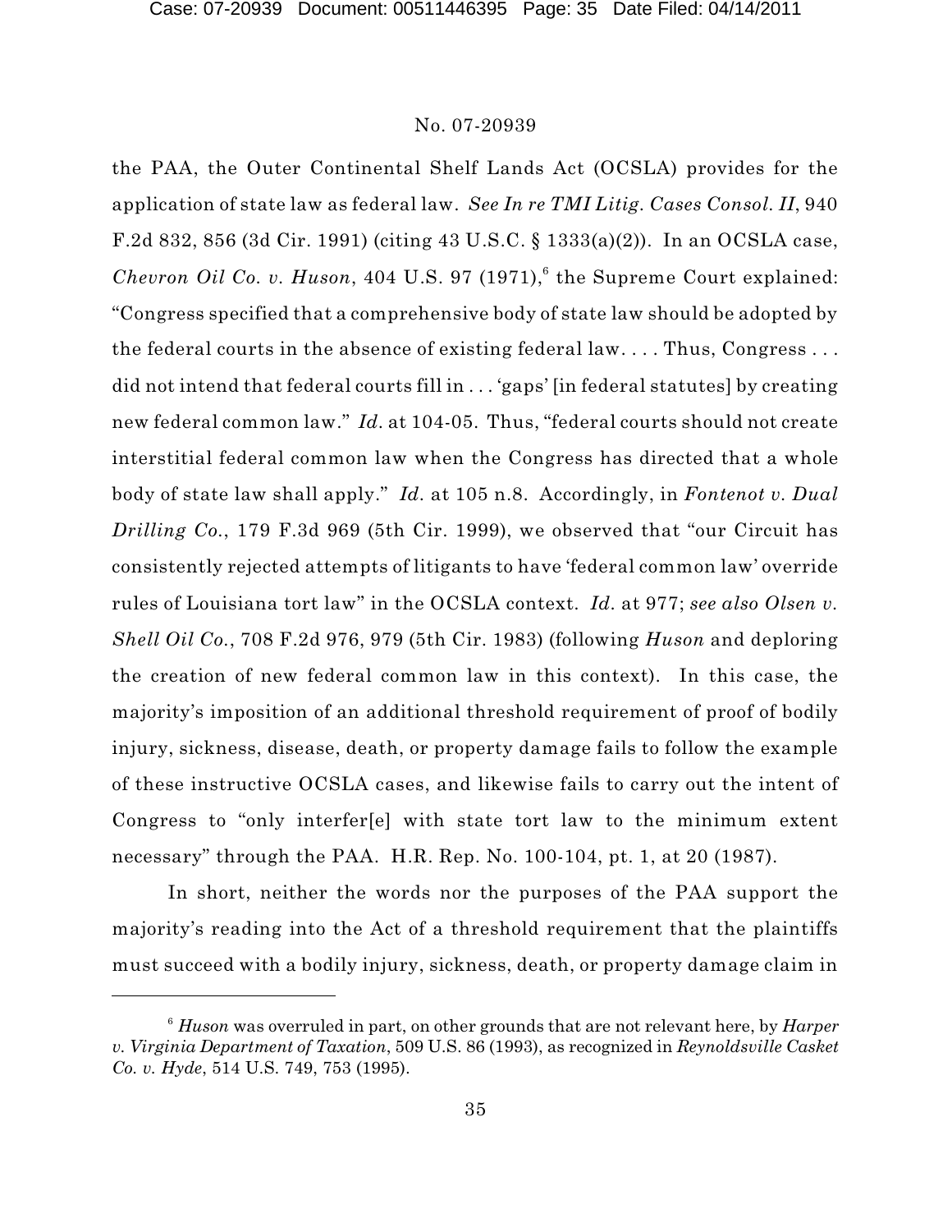the PAA, the Outer Continental Shelf Lands Act (OCSLA) provides for the application of state law as federal law. *See In re TMI Litig. Cases Consol. II*, 940 F.2d 832, 856 (3d Cir. 1991) (citing 43 U.S.C. § 1333(a)(2)). In an OCSLA case, *Chevron Oil Co. v. Huson*, 404 U.S. 97 (1971),[6] the Supreme Court explained: "Congress specified that a comprehensive body of state law should be adopted by the federal courts in the absence of existing federal law. . . . Thus, Congress . . . did not intend that federal courts fill in . . . 'gaps' [in federal statutes] by creating new federal common law." *Id.* at 104-05. Thus, "federal courts should not create interstitial federal common law when the Congress has directed that a whole body of state law shall apply." *Id.* at 105 n.8. Accordingly, in *Fontenot v. Dual Drilling Co.*, 179 F.3d 969 (5th Cir. 1999), we observed that "our Circuit has consistently rejected attempts of litigants to have 'federal common law' override rules of Louisiana tort law" in the OCSLA context. *Id.* at 977; *see also Olsen v. Shell Oil Co.*, 708 F.2d 976, 979 (5th Cir. 1983) (following *Huson* and deploring the creation of new federal common law in this context). In this case, the majority's imposition of an additional threshold requirement of proof of bodily injury, sickness, disease, death, or property damage fails to follow the example of these instructive OCSLA cases, and likewise fails to carry out the intent of Congress to "only interfer[e] with state tort law to the minimum extent necessary" through the PAA. H.R. Rep. No. 100-104, pt. 1, at 20 (1987).

In short, neither the words nor the purposes of the PAA support the majority's reading into the Act of a threshold requirement that the plaintiffs must succeed with a bodily injury, sickness, death, or property damage claim in

[6] *Huson* was overruled in part, on other grounds that are not relevant here, by *Harper v. Virginia Department of Taxation*, 509 U.S. 86 (1993), as recognized in *Reynoldsville Casket Co. v. Hyde*, 514 U.S. 749, 753 (1995).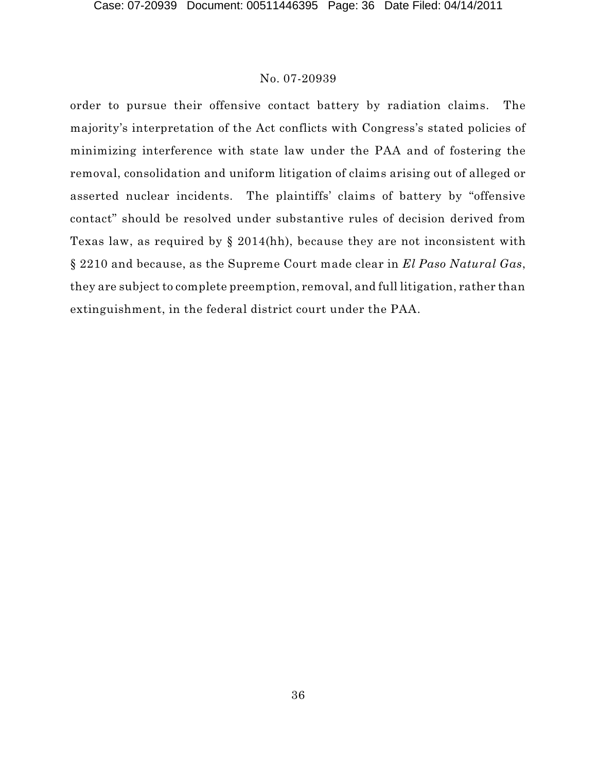order to pursue their offensive contact battery by radiation claims. The majority's interpretation of the Act conflicts with Congress's stated policies of minimizing interference with state law under the PAA and of fostering the removal, consolidation and uniform litigation of claims arising out of alleged or asserted nuclear incidents. The plaintiffs' claims of battery by "offensive contact" should be resolved under substantive rules of decision derived from Texas law, as required by § 2014(hh), because they are not inconsistent with § 2210 and because, as the Supreme Court made clear in *El Paso Natural Gas*, they are subject to complete preemption, removal, and full litigation, rather than extinguishment, in the federal district court under the PAA.